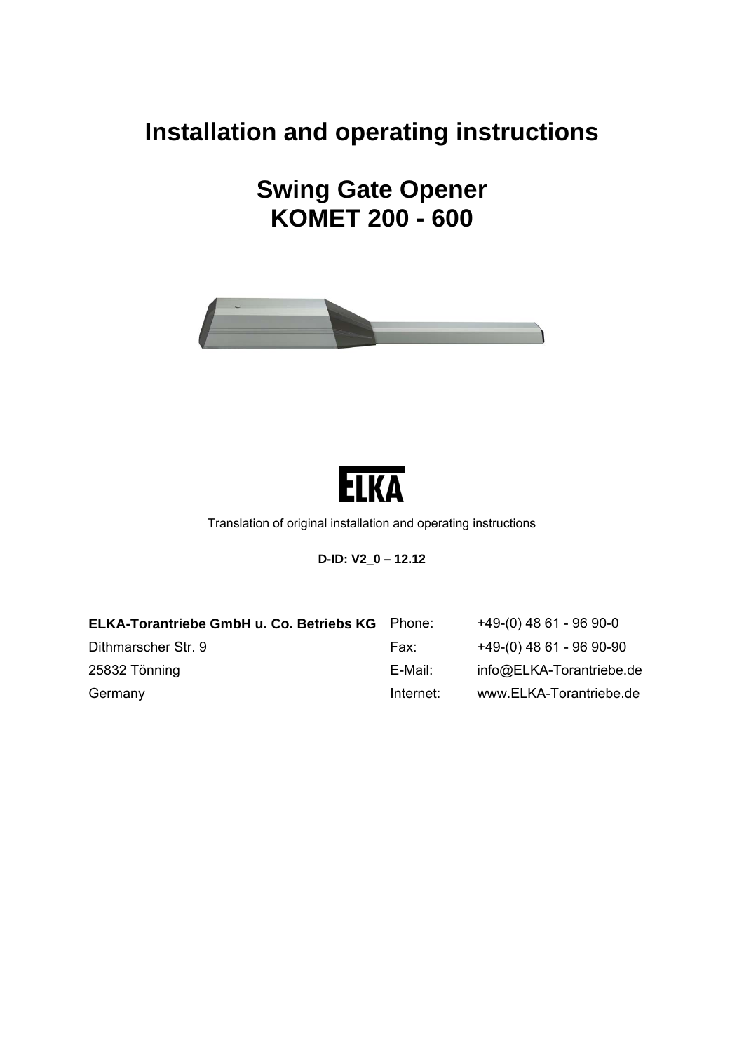# Installation and operating instructions

# Swing Gate Opener
# KOMET 200 - 600

ELKA

Translation of original installation and operating instructions

**D-ID: V2_0 – 12.12**

**ELKA-Torantriebe GmbH u. Co. Betriebs KG**
Dithmarscher Str. 9
25832 Tönning
Germany

| | |
|---|---|
| Phone: | +49-(0) 48 61 - 96 90-0 |
| Fax: | +49-(0) 48 61 - 96 90-90 |
| E-Mail: | info@ELKA-Torantriebe.de |
| Internet: | www.ELKA-Torantriebe.de |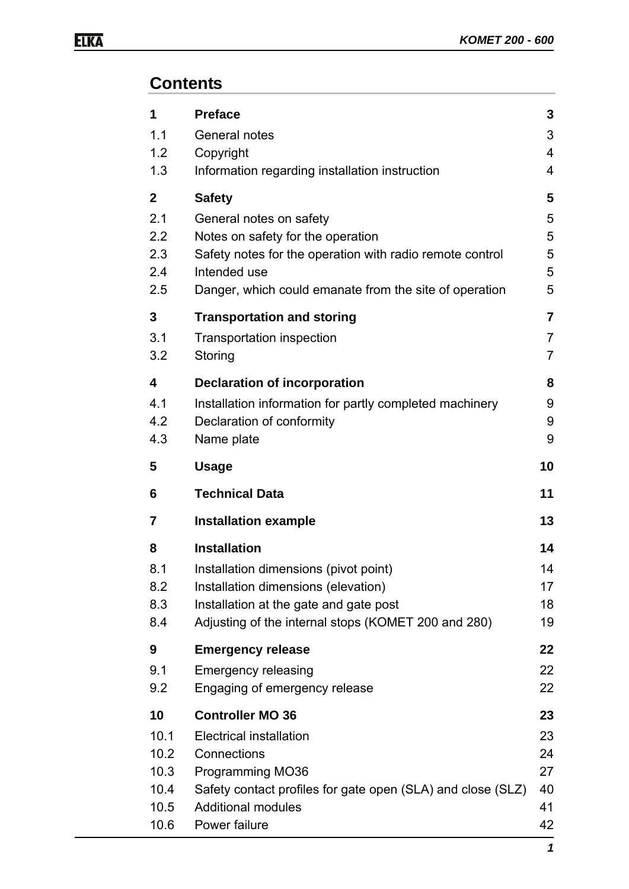## Contents

| | | |
|---|---|---|
| **1** | **Preface** | **3** |
| 1.1 | General notes | 3 |
| 1.2 | Copyright | 4 |
| 1.3 | Information regarding installation instruction | 4 |
| **2** | **Safety** | **5** |
| 2.1 | General notes on safety | 5 |
| 2.2 | Notes on safety for the operation | 5 |
| 2.3 | Safety notes for the operation with radio remote control | 5 |
| 2.4 | Intended use | 5 |
| 2.5 | Danger, which could emanate from the site of operation | 5 |
| **3** | **Transportation and storing** | **7** |
| 3.1 | Transportation inspection | 7 |
| 3.2 | Storing | 7 |
| **4** | **Declaration of incorporation** | **8** |
| 4.1 | Installation information for partly completed machinery | 9 |
| 4.2 | Declaration of conformity | 9 |
| 4.3 | Name plate | 9 |
| **5** | **Usage** | **10** |
| **6** | **Technical Data** | **11** |
| **7** | **Installation example** | **13** |
| **8** | **Installation** | **14** |
| 8.1 | Installation dimensions (pivot point) | 14 |
| 8.2 | Installation dimensions (elevation) | 17 |
| 8.3 | Installation at the gate and gate post | 18 |
| 8.4 | Adjusting of the internal stops (KOMET 200 and 280) | 19 |
| **9** | **Emergency release** | **22** |
| 9.1 | Emergency releasing | 22 |
| 9.2 | Engaging of emergency release | 22 |
| **10** | **Controller MO 36** | **23** |
| 10.1 | Electrical installation | 23 |
| 10.2 | Connections | 24 |
| 10.3 | Programming MO36 | 27 |
| 10.4 | Safety contact profiles for gate open (SLA) and close (SLZ) | 40 |
| 10.5 | Additional modules | 41 |
| 10.6 | Power failure | 42 |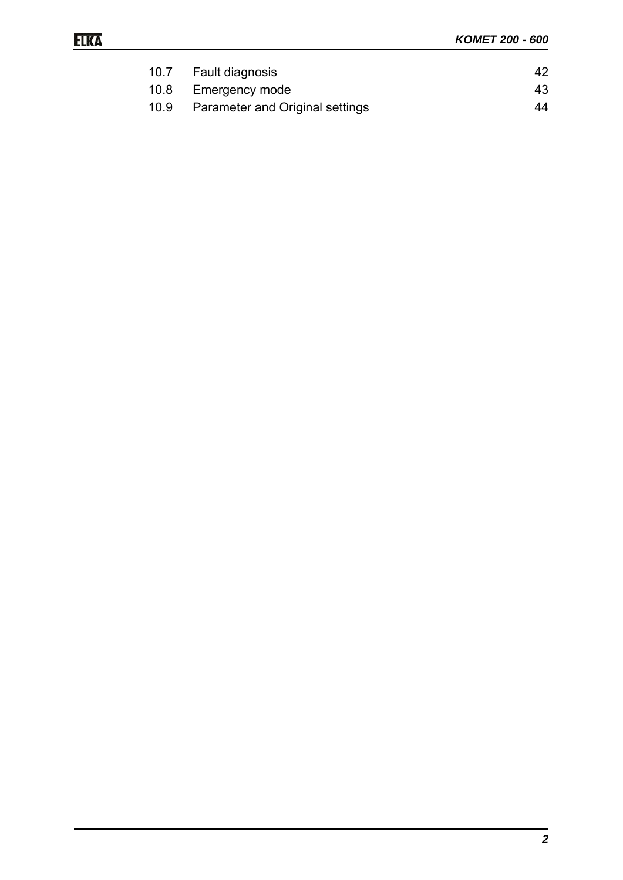| | | |
|---|---|---|
| 10.7 | Fault diagnosis | 42 |
| 10.8 | Emergency mode | 43 |
| 10.9 | Parameter and Original settings | 44 |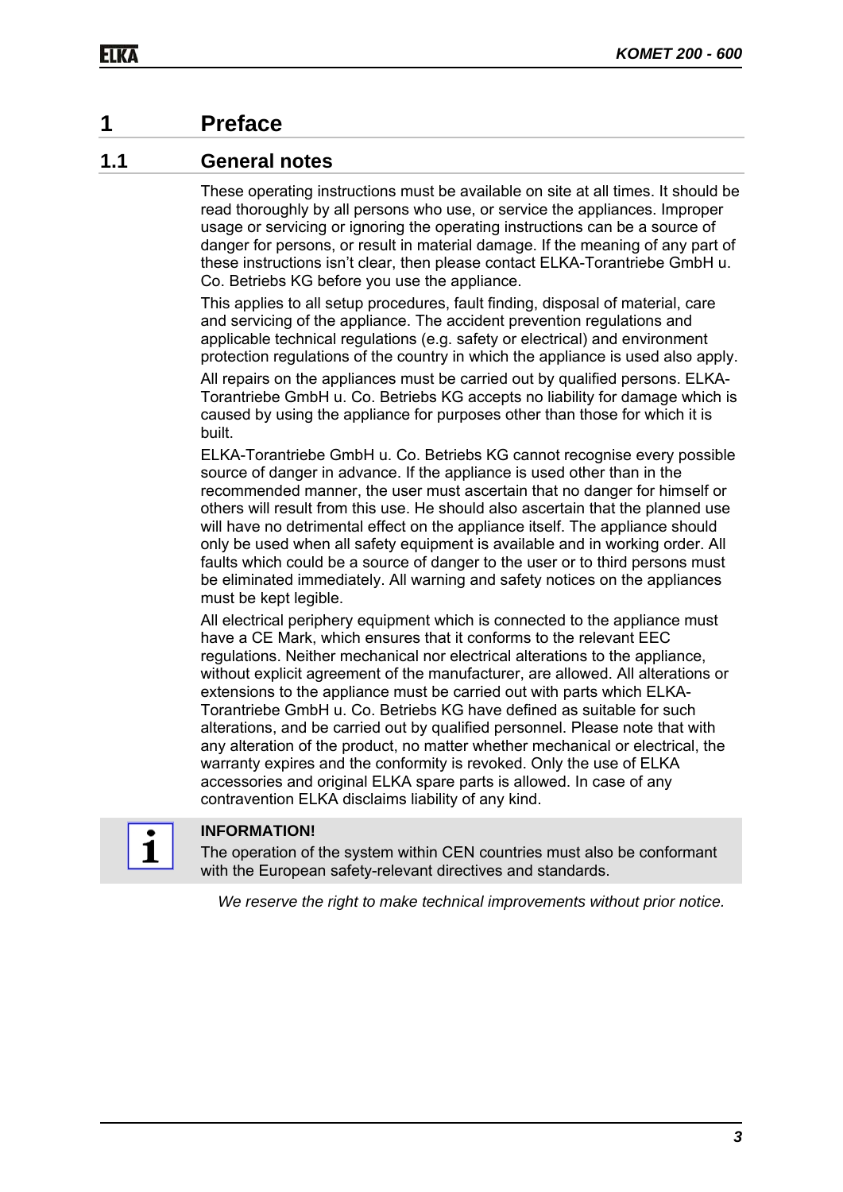# 1 Preface

## 1.1 General notes

These operating instructions must be available on site at all times. It should be read thoroughly by all persons who use, or service the appliances. Improper usage or servicing or ignoring the operating instructions can be a source of danger for persons, or result in material damage. If the meaning of any part of these instructions isn't clear, then please contact ELKA-Torantriebe GmbH u. Co. Betriebs KG before you use the appliance.

This applies to all setup procedures, fault finding, disposal of material, care and servicing of the appliance. The accident prevention regulations and applicable technical regulations (e.g. safety or electrical) and environment protection regulations of the country in which the appliance is used also apply.

All repairs on the appliances must be carried out by qualified persons. ELKA-Torantriebe GmbH u. Co. Betriebs KG accepts no liability for damage which is caused by using the appliance for purposes other than those for which it is built.

ELKA-Torantriebe GmbH u. Co. Betriebs KG cannot recognise every possible source of danger in advance. If the appliance is used other than in the recommended manner, the user must ascertain that no danger for himself or others will result from this use. He should also ascertain that the planned use will have no detrimental effect on the appliance itself. The appliance should only be used when all safety equipment is available and in working order. All faults which could be a source of danger to the user or to third persons must be eliminated immediately. All warning and safety notices on the appliances must be kept legible.

All electrical periphery equipment which is connected to the appliance must have a CE Mark, which ensures that it conforms to the relevant EEC regulations. Neither mechanical nor electrical alterations to the appliance, without explicit agreement of the manufacturer, are allowed. All alterations or extensions to the appliance must be carried out with parts which ELKA-Torantriebe GmbH u. Co. Betriebs KG have defined as suitable for such alterations, and be carried out by qualified personnel. Please note that with any alteration of the product, no matter whether mechanical or electrical, the warranty expires and the conformity is revoked. Only the use of ELKA accessories and original ELKA spare parts is allowed. In case of any contravention ELKA disclaims liability of any kind.

**INFORMATION!**

The operation of the system within CEN countries must also be conformant with the European safety-relevant directives and standards.

*We reserve the right to make technical improvements without prior notice.*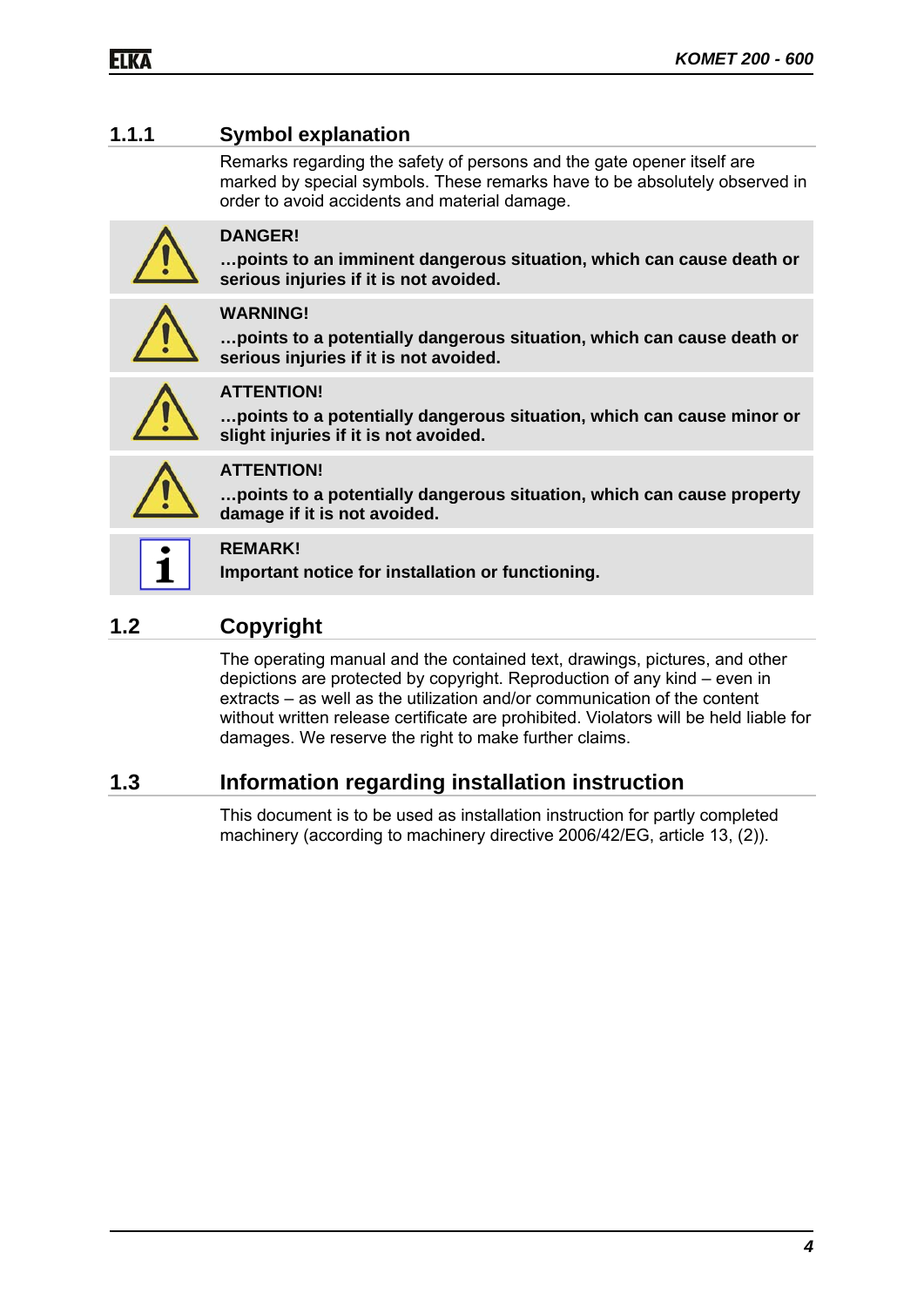### 1.1.1 Symbol explanation

Remarks regarding the safety of persons and the gate opener itself are marked by special symbols. These remarks have to be absolutely observed in order to avoid accidents and material damage.

**DANGER!**
**…points to an imminent dangerous situation, which can cause death or serious injuries if it is not avoided.**

**WARNING!**
**…points to a potentially dangerous situation, which can cause death or serious injuries if it is not avoided.**

**ATTENTION!**
**…points to a potentially dangerous situation, which can cause minor or slight injuries if it is not avoided.**

**ATTENTION!**
**…points to a potentially dangerous situation, which can cause property damage if it is not avoided.**

**REMARK!**
**Important notice for installation or functioning.**

## 1.2 Copyright

The operating manual and the contained text, drawings, pictures, and other depictions are protected by copyright. Reproduction of any kind – even in extracts – as well as the utilization and/or communication of the content without written release certificate are prohibited. Violators will be held liable for damages. We reserve the right to make further claims.

## 1.3 Information regarding installation instruction

This document is to be used as installation instruction for partly completed machinery (according to machinery directive 2006/42/EG, article 13, (2)).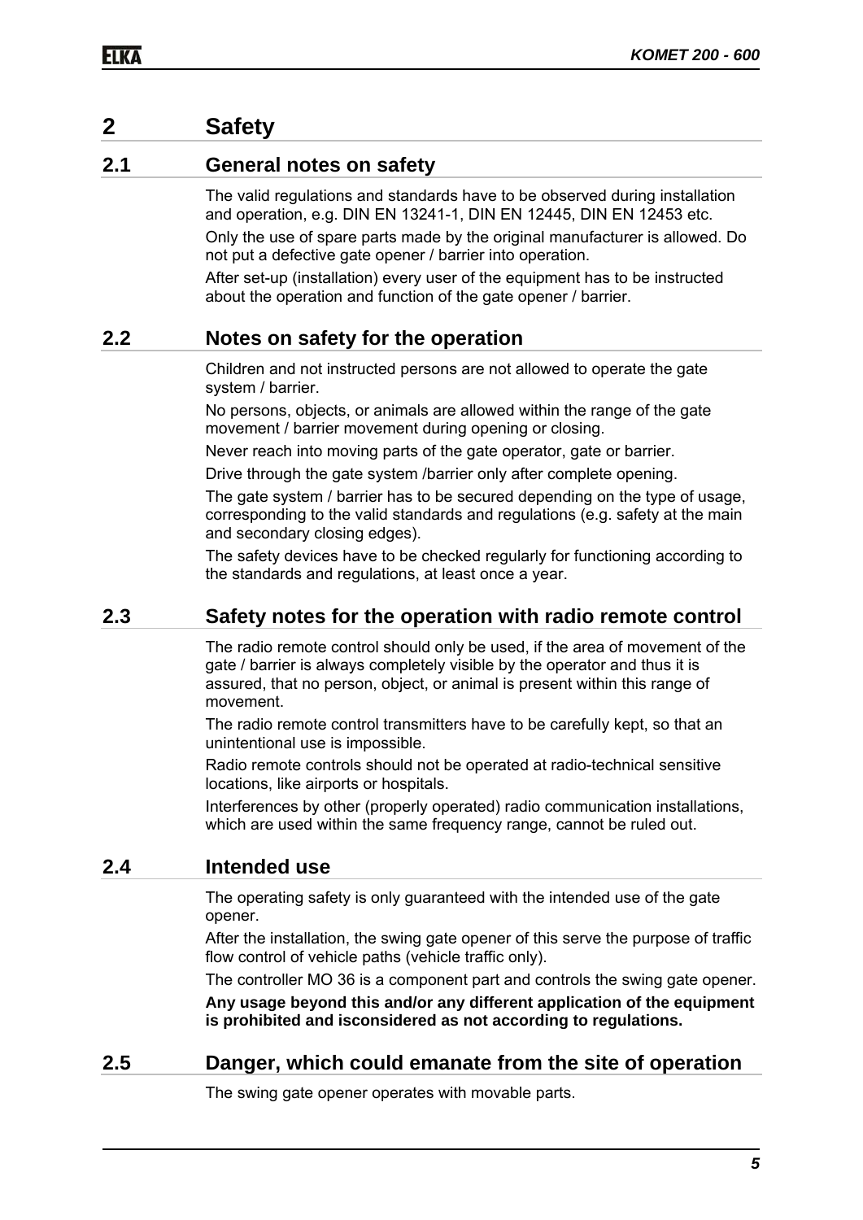# 2 Safety

## 2.1 General notes on safety

The valid regulations and standards have to be observed during installation and operation, e.g. DIN EN 13241-1, DIN EN 12445, DIN EN 12453 etc.

Only the use of spare parts made by the original manufacturer is allowed. Do not put a defective gate opener / barrier into operation.

After set-up (installation) every user of the equipment has to be instructed about the operation and function of the gate opener / barrier.

## 2.2 Notes on safety for the operation

Children and not instructed persons are not allowed to operate the gate system / barrier.

No persons, objects, or animals are allowed within the range of the gate movement / barrier movement during opening or closing.

Never reach into moving parts of the gate operator, gate or barrier.

Drive through the gate system /barrier only after complete opening.

The gate system / barrier has to be secured depending on the type of usage, corresponding to the valid standards and regulations (e.g. safety at the main and secondary closing edges).

The safety devices have to be checked regularly for functioning according to the standards and regulations, at least once a year.

## 2.3 Safety notes for the operation with radio remote control

The radio remote control should only be used, if the area of movement of the gate / barrier is always completely visible by the operator and thus it is assured, that no person, object, or animal is present within this range of movement.

The radio remote control transmitters have to be carefully kept, so that an unintentional use is impossible.

Radio remote controls should not be operated at radio-technical sensitive locations, like airports or hospitals.

Interferences by other (properly operated) radio communication installations, which are used within the same frequency range, cannot be ruled out.

## 2.4 Intended use

The operating safety is only guaranteed with the intended use of the gate opener.

After the installation, the swing gate opener of this serve the purpose of traffic flow control of vehicle paths (vehicle traffic only).

The controller MO 36 is a component part and controls the swing gate opener.

**Any usage beyond this and/or any different application of the equipment is prohibited and isconsidered as not according to regulations.**

## 2.5 Danger, which could emanate from the site of operation

The swing gate opener operates with movable parts.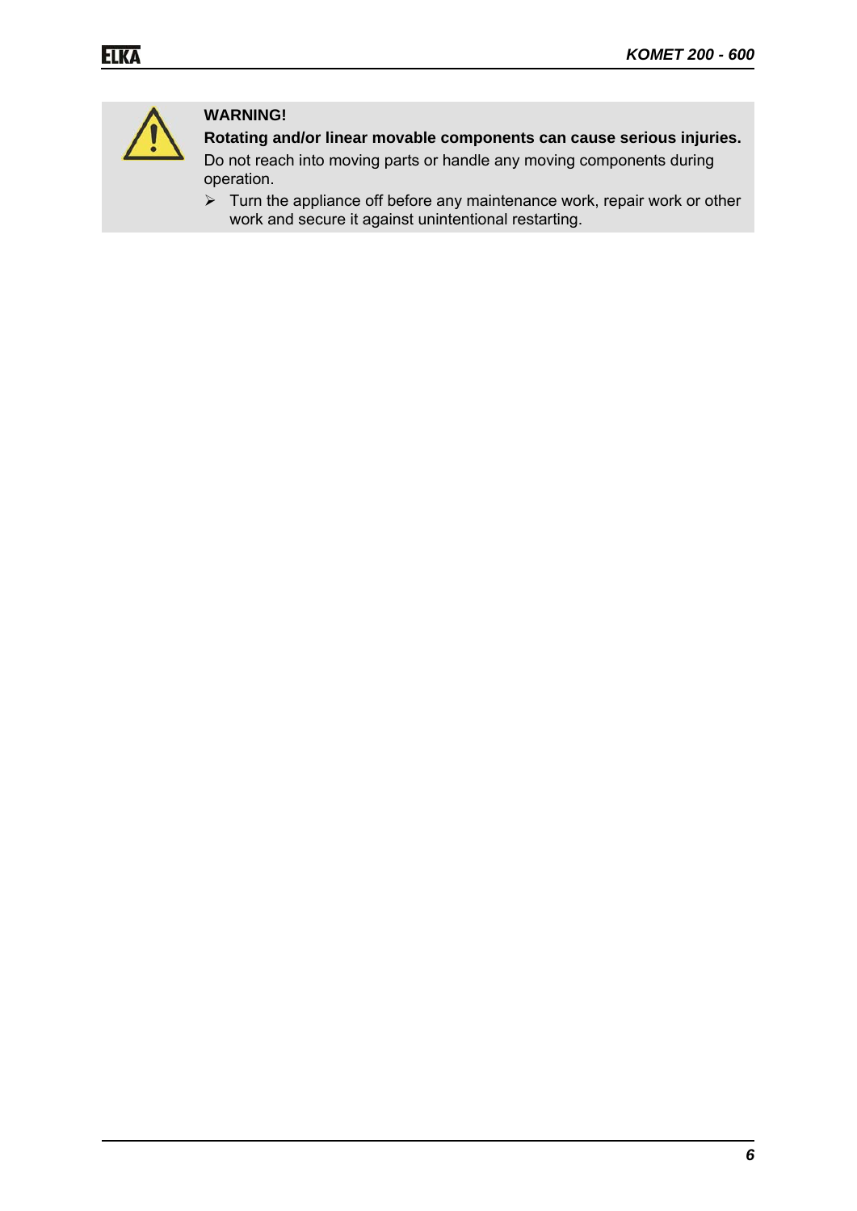**WARNING!**

**Rotating and/or linear movable components can cause serious injuries.**

Do not reach into moving parts or handle any moving components during operation.

- Turn the appliance off before any maintenance work, repair work or other work and secure it against unintentional restarting.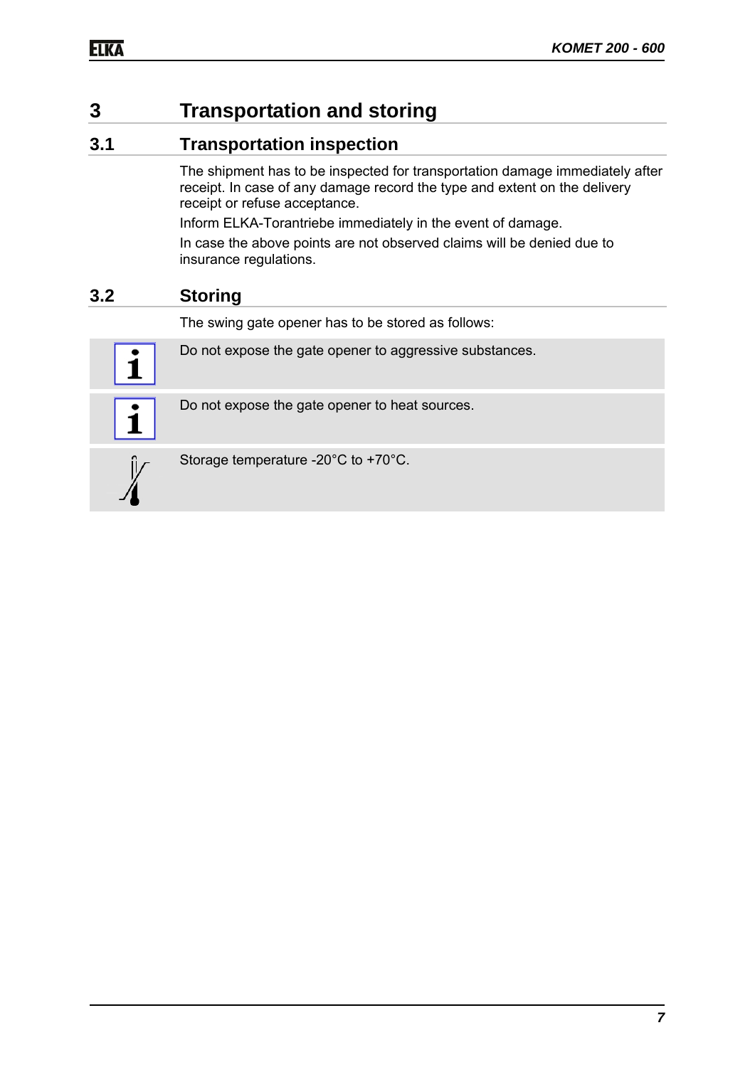# 3 Transportation and storing

## 3.1 Transportation inspection

The shipment has to be inspected for transportation damage immediately after receipt. In case of any damage record the type and extent on the delivery receipt or refuse acceptance.

Inform ELKA-Torantriebe immediately in the event of damage.

In case the above points are not observed claims will be denied due to insurance regulations.

## 3.2 Storing

The swing gate opener has to be stored as follows:

Do not expose the gate opener to aggressive substances.

Do not expose the gate opener to heat sources.

Storage temperature -20°C to +70°C.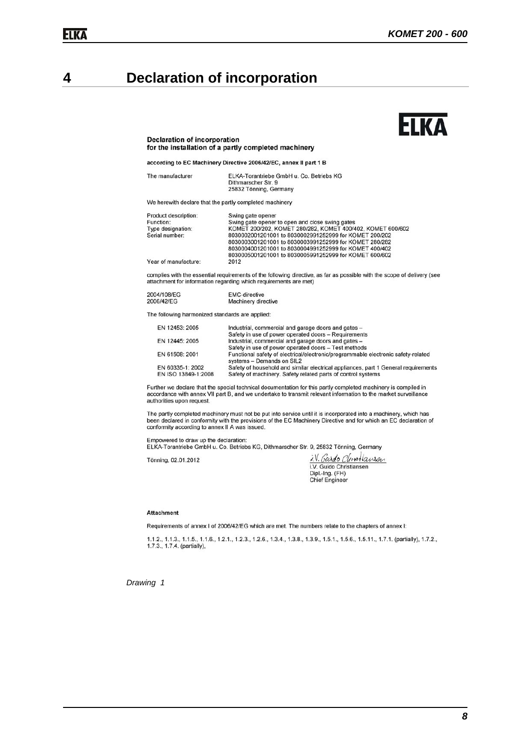# 4 Declaration of incorporation

ELKA

**Declaration of incorporation**
**for the installation of a partly completed machinery**

**according to EC Machinery Directive 2006/42/EC, annex II part 1 B**

| | |
|---|---|
| The manufacturer | ELKA-Torantriebe GmbH u. Co. Betriebs KG<br>Dithmarscher Str. 9<br>25832 Tönning, Germany |

We herewith declare that the partly completed machinery

| | |
|---|---|
| Product description: | Swing gate opener |
| Function: | Swing gate opener to open and close swing gates |
| Type designation: | KOMET 200/202, KOMET 280/282, KOMET 400/402, KOMET 600/602 |
| Serial number: | 8030002001201001 to 8030002991252999 for KOMET 200/202<br>8030003001201001 to 8030003991252999 for KOMET 280/282<br>8030004001201001 to 8030004991252999 for KOMET 400/402<br>8030005001201001 to 8030005991252999 for KOMET 600/602 |
| Year of manufacture: | 2012 |

complies with the essential requirements of the following directive, as far as possible with the scope of delivery (see attachment for information regarding which requirements are met)

| | |
|---|---|
| 2004/108/EG | EMC-directive |
| 2006/42/EG | Machinery directive |

The following harmonized standards are applied:

| | |
|---|---|
| EN 12453: 2005 | Industrial, commercial and garage doors and gates – Safety in use of power operated doors – Requirements |
| EN 12445: 2005 | Industrial, commercial and garage doors and gates – Safety in use of power operated doors – Test methods |
| EN 61508: 2001 | Functional safety of electrical/electronic/programmable electronic safety-related systems – Demands on SIL2 |
| EN 60335-1: 2002 | Safety of household and similar electrical appliances, part 1 General requirements |
| EN ISO 13849-1:2008 | Safety of machinery. Safety related parts of control systems |

Further we declare that the special technical documentation for this partly completed machinery is compiled in accordance with annex VII part B, and we undertake to transmit relevant information to the market surveillance authorities upon request.

The partly completed machinery must not be put into service until it is incorporated into a machinery, which has been declared in conformity with the provisions of the EC Machinery Directive and for which an EC declaration of conformity according to annex II A was issued.

Empowered to draw up the declaration:
ELKA-Torantriebe GmbH u. Co. Betriebs KG, Dithmarscher Str. 9, 25832 Tönning, Germany

Tönning, 02.01.2012

i.V. Guido Christiansen
i.V. Guido Christiansen
Dipl.-Ing. (FH)
Chief Engineer

**Attachment**

Requirements of annex I of 2006/42/EG which are met. The numbers relate to the chapters of annex I:

1.1.2., 1.1.3., 1.1.5., 1.1.6., 1.2.1., 1.2.3., 1.2.6., 1.3.4., 1.3.8., 1.3.9., 1.5.1., 1.5.6., 1.5.11., 1.7.1. (partially), 1.7.2., 1.7.3., 1.7.4. (partially),

*Drawing 1*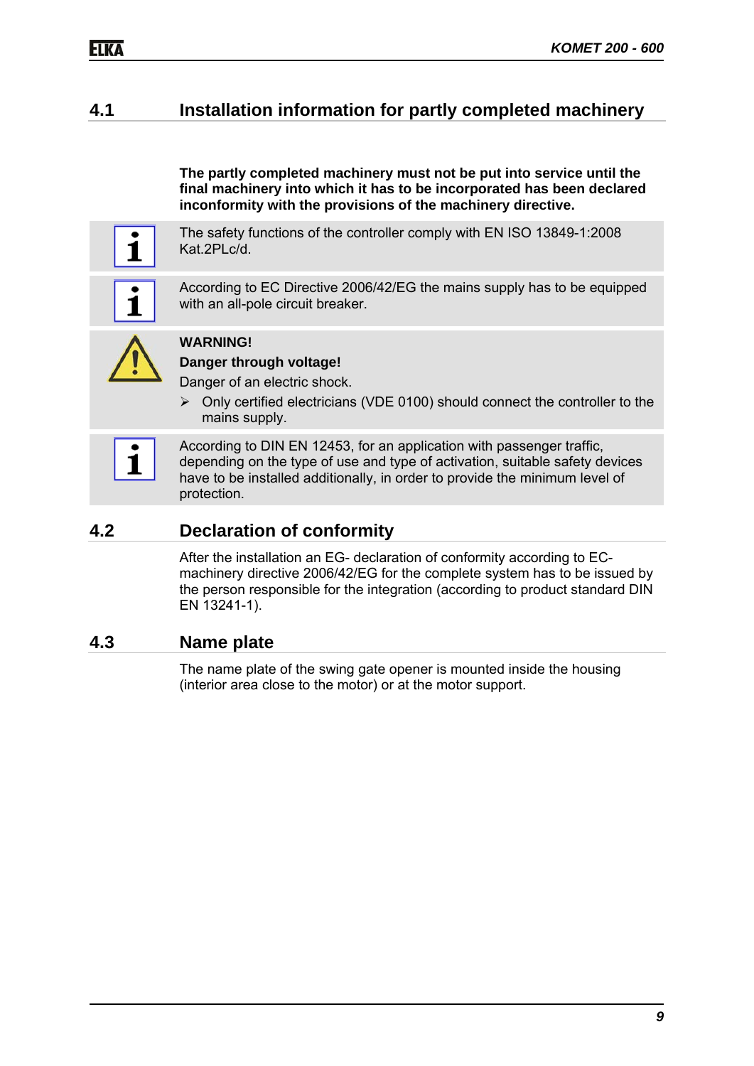## 4.1 Installation information for partly completed machinery

**The partly completed machinery must not be put into service until the final machinery into which it has to be incorporated has been declared inconformity with the provisions of the machinery directive.**

The safety functions of the controller comply with EN ISO 13849-1:2008 Kat.2PLc/d.

According to EC Directive 2006/42/EG the mains supply has to be equipped with an all-pole circuit breaker.

**WARNING!**

**Danger through voltage!**

Danger of an electric shock.

- Only certified electricians (VDE 0100) should connect the controller to the mains supply.

According to DIN EN 12453, for an application with passenger traffic, depending on the type of use and type of activation, suitable safety devices have to be installed additionally, in order to provide the minimum level of protection.

## 4.2 Declaration of conformity

After the installation an EG- declaration of conformity according to EC-machinery directive 2006/42/EG for the complete system has to be issued by the person responsible for the integration (according to product standard DIN EN 13241-1).

## 4.3 Name plate

The name plate of the swing gate opener is mounted inside the housing (interior area close to the motor) or at the motor support.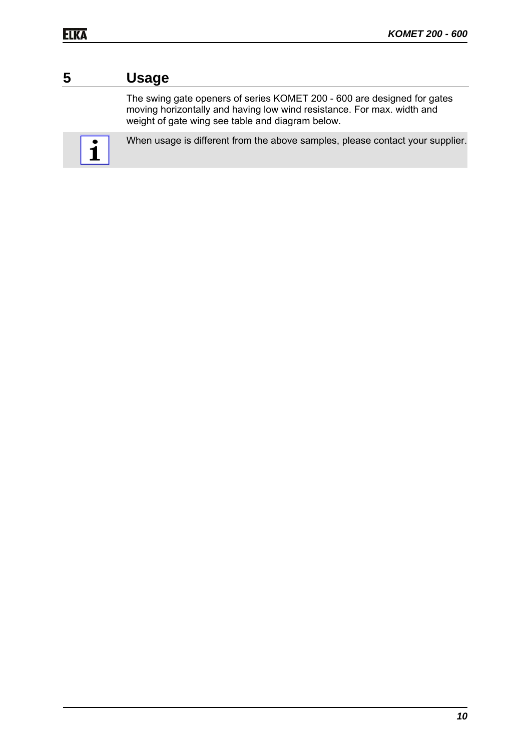# 5 Usage

The swing gate openers of series KOMET 200 - 600 are designed for gates moving horizontally and having low wind resistance. For max. width and weight of gate wing see table and diagram below.

When usage is different from the above samples, please contact your supplier.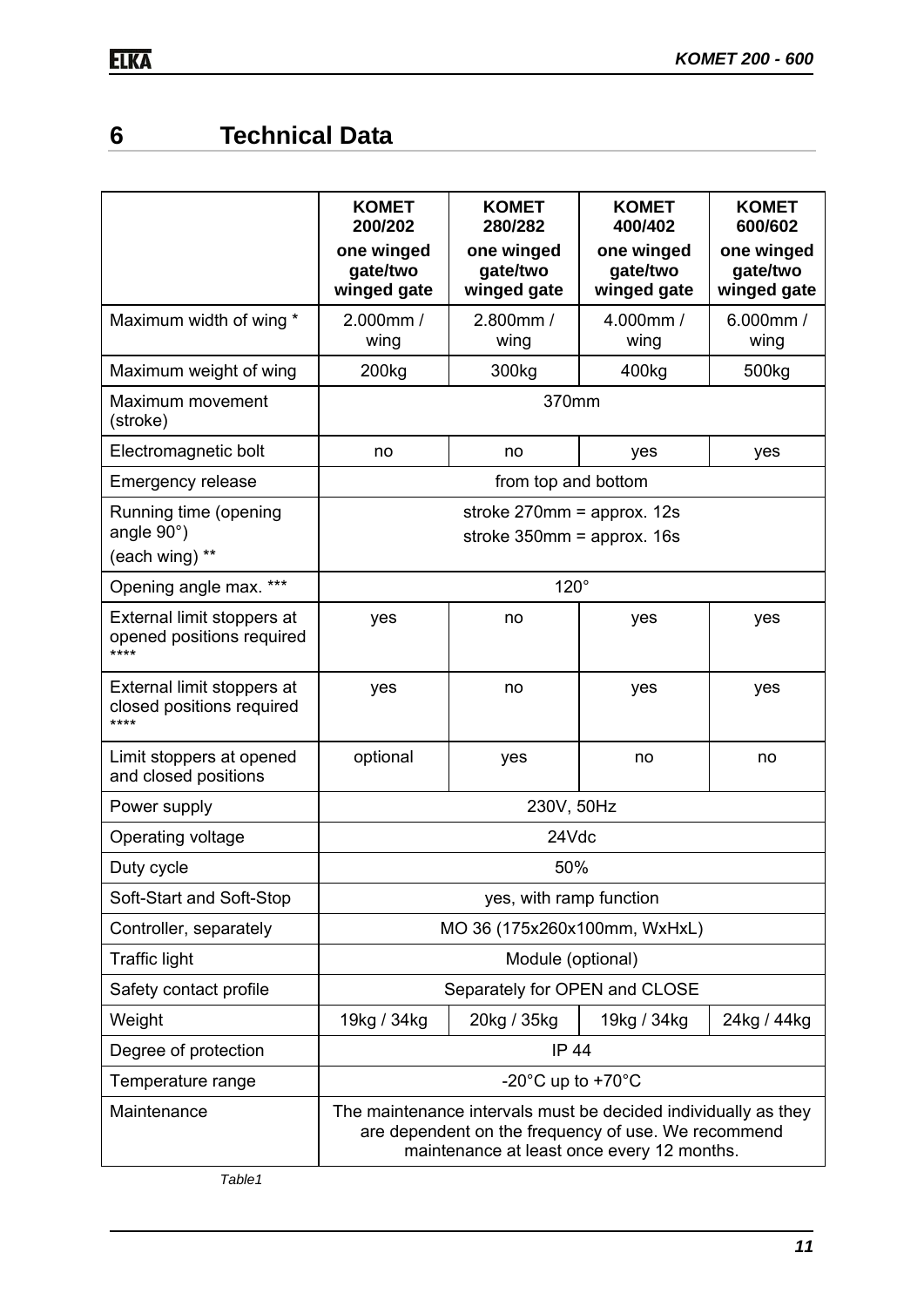# 6 Technical Data

| | KOMET 200/202 one winged gate/two winged gate | KOMET 280/282 one winged gate/two winged gate | KOMET 400/402 one winged gate/two winged gate | KOMET 600/602 one winged gate/two winged gate |
|---|---|---|---|---|
| Maximum width of wing * | 2.000mm / wing | 2.800mm / wing | 4.000mm / wing | 6.000mm / wing |
| Maximum weight of wing | 200kg | 300kg | 400kg | 500kg |
| Maximum movement (stroke) | 370mm | | | |
| Electromagnetic bolt | no | no | yes | yes |
| Emergency release | from top and bottom | | | |
| Running time (opening angle 90°) (each wing) ** | stroke 270mm = approx. 12s<br>stroke 350mm = approx. 16s | | | |
| Opening angle max. *** | 120° | | | |
| External limit stoppers at opened positions required **** | yes | no | yes | yes |
| External limit stoppers at closed positions required **** | yes | no | yes | yes |
| Limit stoppers at opened and closed positions | optional | yes | no | no |
| Power supply | 230V, 50Hz | | | |
| Operating voltage | 24Vdc | | | |
| Duty cycle | 50% | | | |
| Soft-Start and Soft-Stop | yes, with ramp function | | | |
| Controller, separately | MO 36 (175x260x100mm, WxHxL) | | | |
| Traffic light | Module (optional) | | | |
| Safety contact profile | Separately for OPEN and CLOSE | | | |
| Weight | 19kg / 34kg | 20kg / 35kg | 19kg / 34kg | 24kg / 44kg |
| Degree of protection | IP 44 | | | |
| Temperature range | -20°C up to +70°C | | | |
| Maintenance | The maintenance intervals must be decided individually as they are dependent on the frequency of use. We recommend maintenance at least once every 12 months. | | | |

*Table1*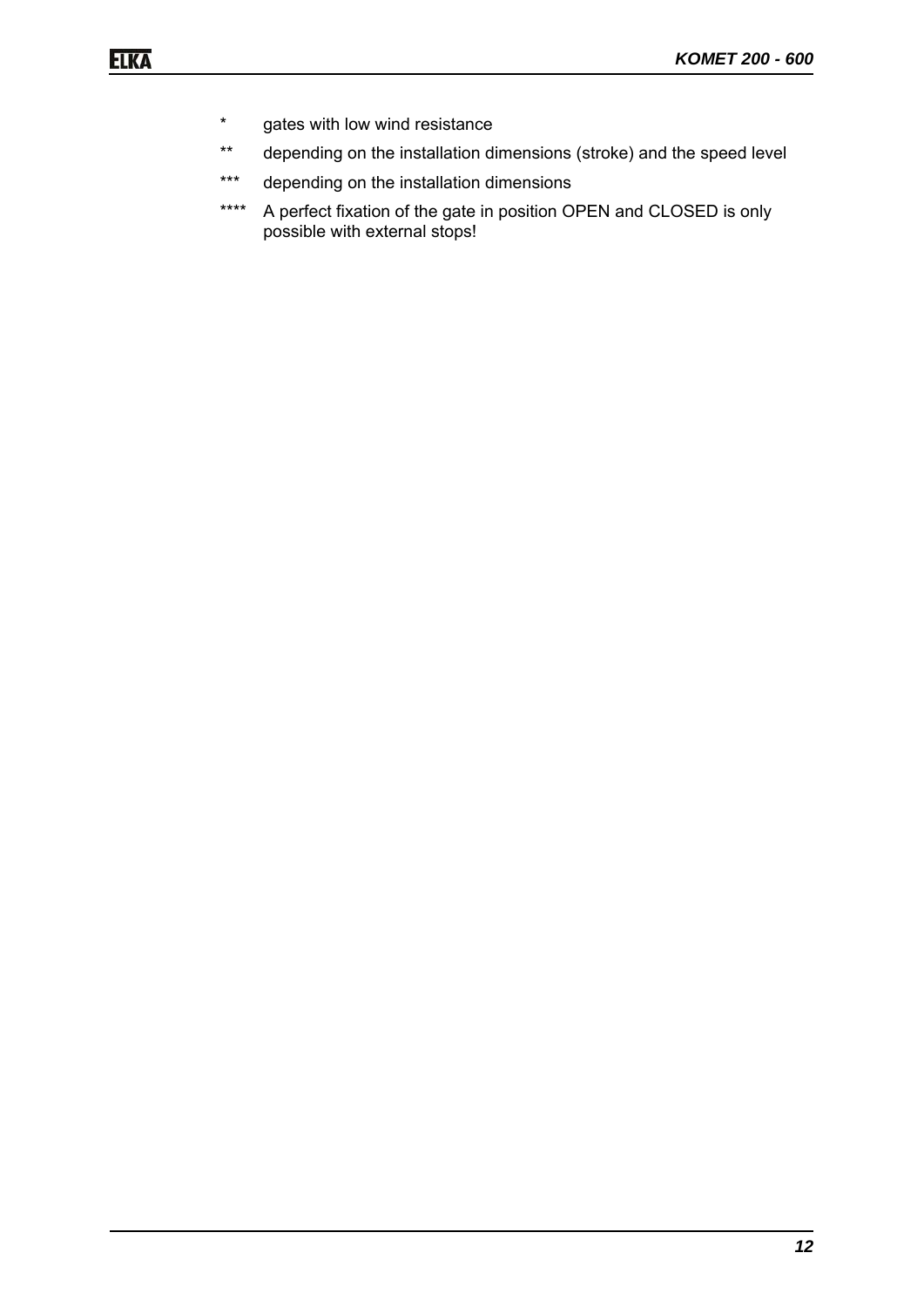*	gates with low wind resistance

**	depending on the installation dimensions (stroke) and the speed level

***	depending on the installation dimensions

****	A perfect fixation of the gate in position OPEN and CLOSED is only possible with external stops!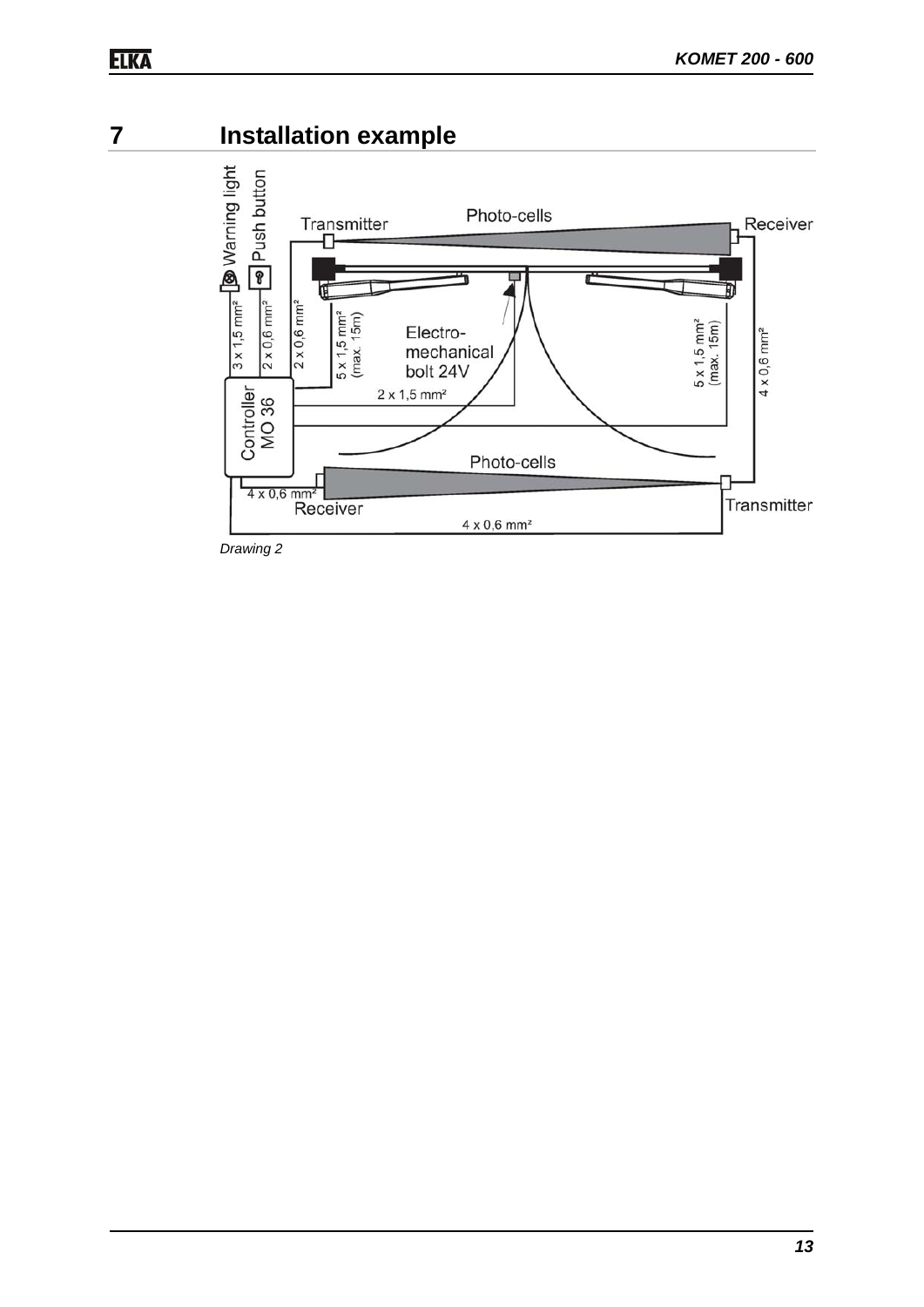# 7 Installation example

Warning light

Push button

Transmitter

Photo-cells

Receiver

3 x 1,5 mm²

2 x 0,6 mm²

2 x 0,6 mm²

5 x 1,5 mm² (max. 15m)

Electro-mechanical bolt 24V

5 x 1,5 mm² (max. 15m)

4 x 0,6 mm²

2 x 1,5 mm²

Controller MO 36

Photo-cells

4 x 0,6 mm²

Receiver

Transmitter

4 x 0,6 mm²

*Drawing 2*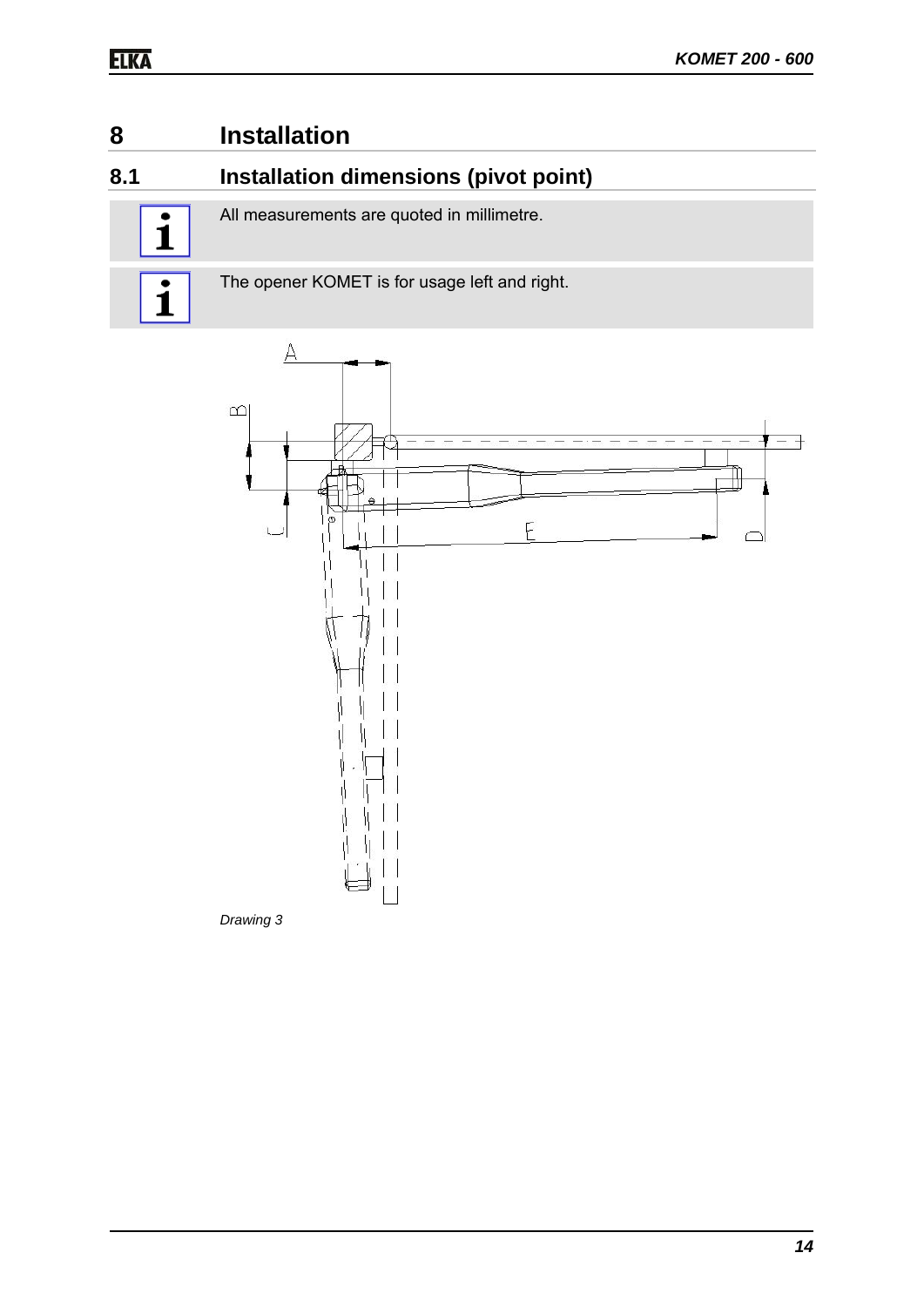# 8 Installation

## 8.1 Installation dimensions (pivot point)

All measurements are quoted in millimetre.

The opener KOMET is for usage left and right.

*Drawing 3*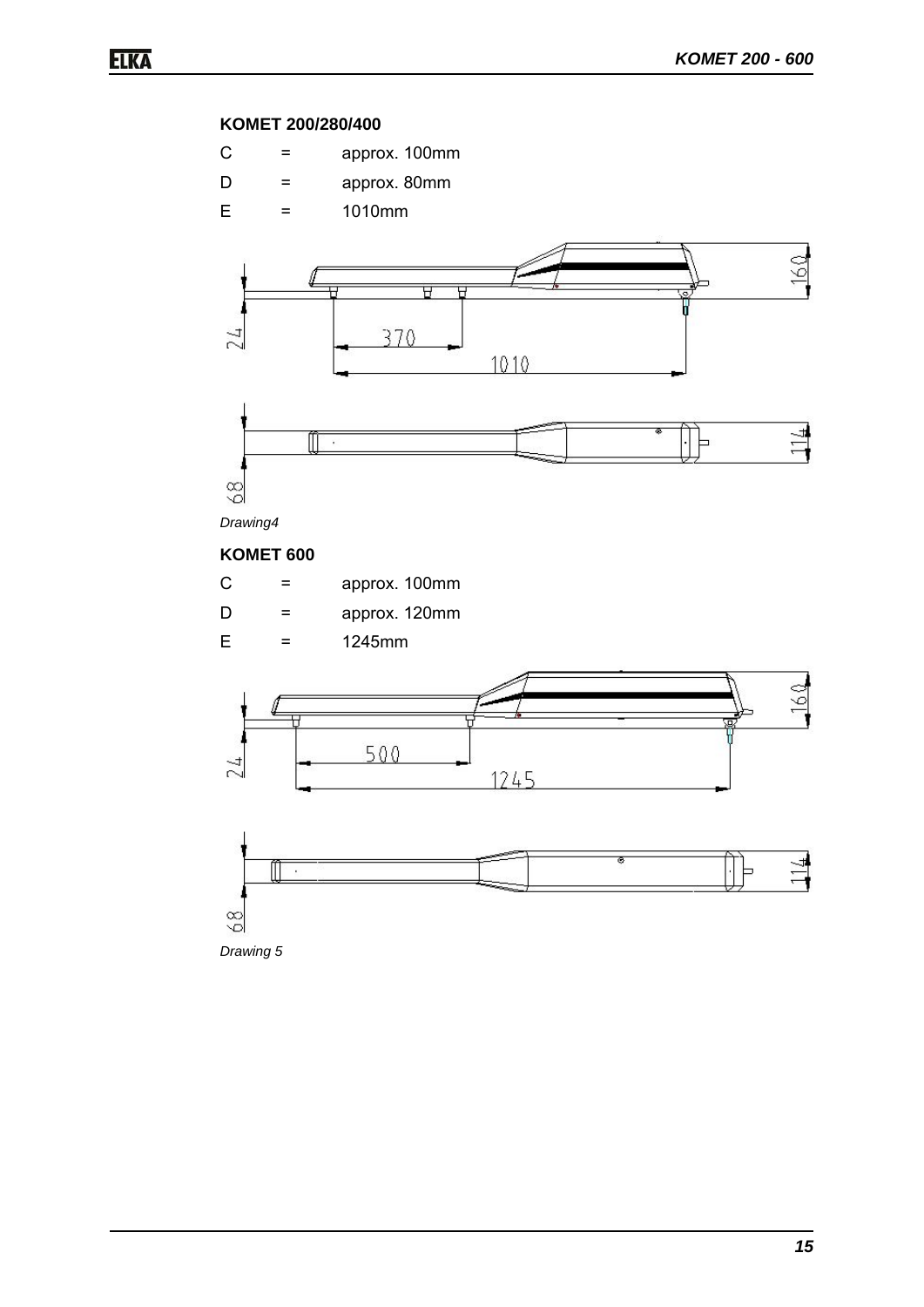**KOMET 200/280/400**

| | | |
|---|---|---|
| C | = | approx. 100mm |
| D | = | approx. 80mm |
| E | = | 1010mm |

*Drawing4*

**KOMET 600**

| | | |
|---|---|---|
| C | = | approx. 100mm |
| D | = | approx. 120mm |
| E | = | 1245mm |

*Drawing 5*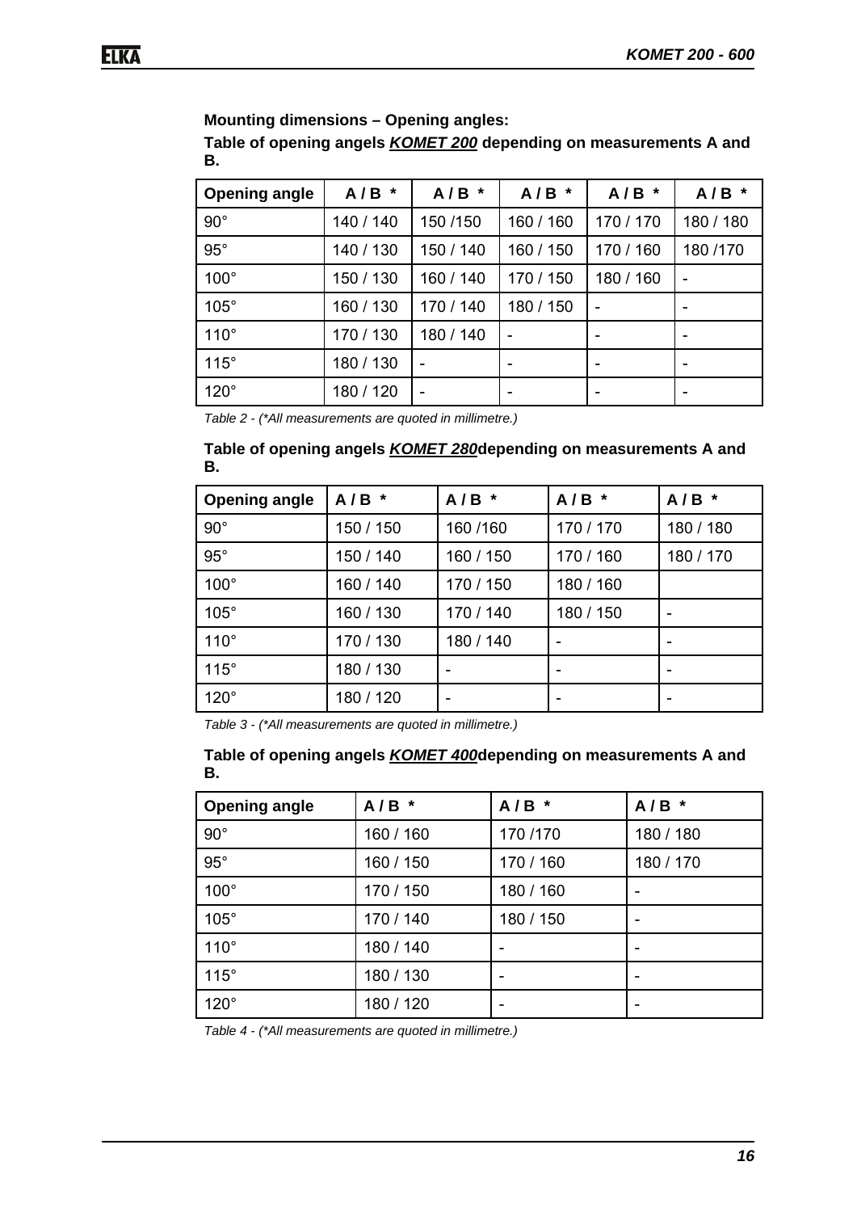**Mounting dimensions – Opening angles:**

**Table of opening angels *KOMET 200* depending on measurements A and B.**

| Opening angle | A / B * | A / B * | A / B * | A / B * | A / B * |
|---|---|---|---|---|---|
| 90° | 140 / 140 | 150 /150 | 160 / 160 | 170 / 170 | 180 / 180 |
| 95° | 140 / 130 | 150 / 140 | 160 / 150 | 170 / 160 | 180 /170 |
| 100° | 150 / 130 | 160 / 140 | 170 / 150 | 180 / 160 | - |
| 105° | 160 / 130 | 170 / 140 | 180 / 150 | - | - |
| 110° | 170 / 130 | 180 / 140 | - | - | - |
| 115° | 180 / 130 | - | - | - | - |
| 120° | 180 / 120 | - | - | - | - |

*Table 2 - (*All measurements are quoted in millimetre.)*

**Table of opening angels *KOMET 280*depending on measurements A and B.**

| Opening angle | A / B * | A / B * | A / B * | A / B * |
|---|---|---|---|---|
| 90° | 150 / 150 | 160 /160 | 170 / 170 | 180 / 180 |
| 95° | 150 / 140 | 160 / 150 | 170 / 160 | 180 / 170 |
| 100° | 160 / 140 | 170 / 150 | 180 / 160 | |
| 105° | 160 / 130 | 170 / 140 | 180 / 150 | - |
| 110° | 170 / 130 | 180 / 140 | - | - |
| 115° | 180 / 130 | - | - | - |
| 120° | 180 / 120 | - | - | - |

*Table 3 - (*All measurements are quoted in millimetre.)*

**Table of opening angels *KOMET 400*depending on measurements A and B.**

| Opening angle | A / B * | A / B * | A / B * |
|---|---|---|---|
| 90° | 160 / 160 | 170 /170 | 180 / 180 |
| 95° | 160 / 150 | 170 / 160 | 180 / 170 |
| 100° | 170 / 150 | 180 / 160 | - |
| 105° | 170 / 140 | 180 / 150 | - |
| 110° | 180 / 140 | - | - |
| 115° | 180 / 130 | - | - |
| 120° | 180 / 120 | - | - |

*Table 4 - (*All measurements are quoted in millimetre.)*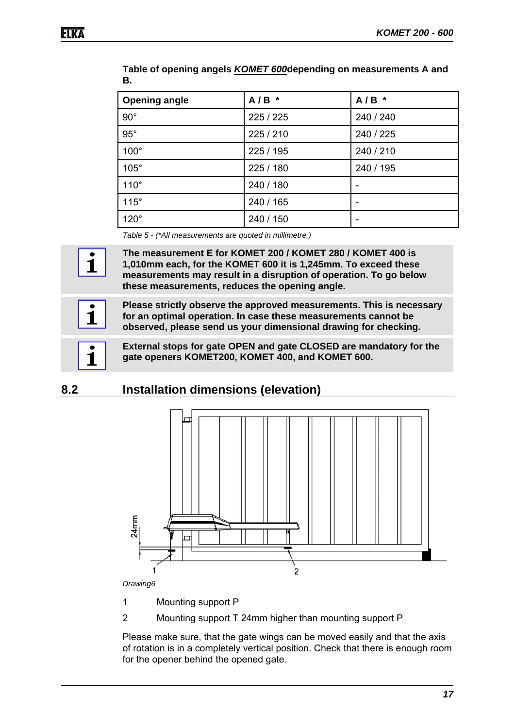**Table of opening angels *KOMET 600*depending on measurements A and B.**

| Opening angle | A / B * | A / B * |
|---|---|---|
| 90° | 225 / 225 | 240 / 240 |
| 95° | 225 / 210 | 240 / 225 |
| 100° | 225 / 195 | 240 / 210 |
| 105° | 225 / 180 | 240 / 195 |
| 110° | 240 / 180 | - |
| 115° | 240 / 165 | - |
| 120° | 240 / 150 | - |

*Table 5 - (*All measurements are quoted in millimetre.)*

**The measurement E for KOMET 200 / KOMET 280 / KOMET 400 is 1,010mm each, for the KOMET 600 it is 1,245mm. To exceed these measurements may result in a disruption of operation. To go below these measurements, reduces the opening angle.**

**Please strictly observe the approved measurements. This is necessary for an optimal operation. In case these measurements cannot be observed, please send us your dimensional drawing for checking.**

**External stops for gate OPEN and gate CLOSED are mandatory for the gate openers KOMET200, KOMET 400, and KOMET 600.**

## 8.2 Installation dimensions (elevation)

*Drawing6*

1 Mounting support P

2 Mounting support T 24mm higher than mounting support P

Please make sure, that the gate wings can be moved easily and that the axis of rotation is in a completely vertical position. Check that there is enough room for the opener behind the opened gate.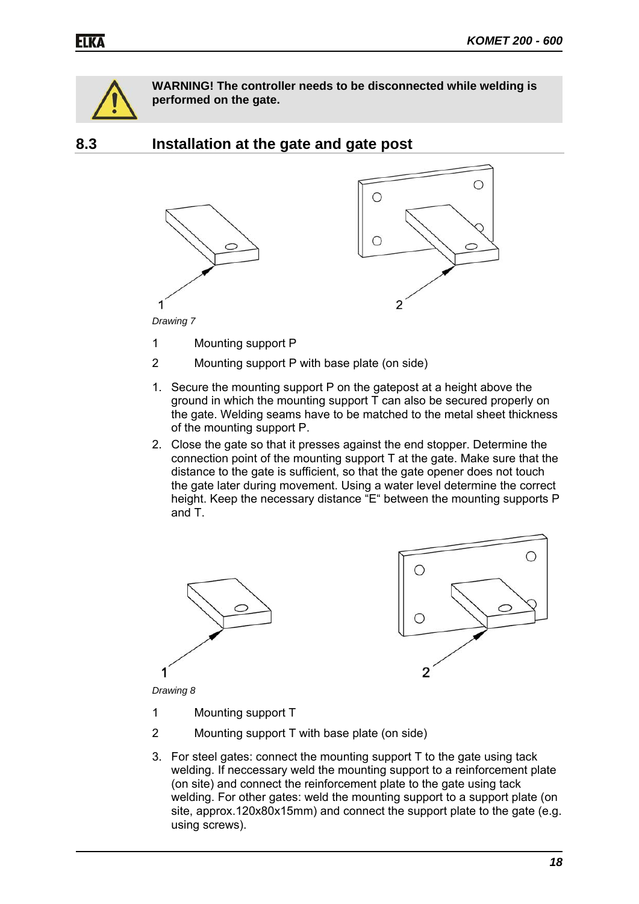**WARNING! The controller needs to be disconnected while welding is performed on the gate.**

## 8.3 Installation at the gate and gate post

*Drawing 7*

1 Mounting support P

2 Mounting support P with base plate (on side)

1. Secure the mounting support P on the gatepost at a height above the ground in which the mounting support T can also be secured properly on the gate. Welding seams have to be matched to the metal sheet thickness of the mounting support P.
2. Close the gate so that it presses against the end stopper. Determine the connection point of the mounting support T at the gate. Make sure that the distance to the gate is sufficient, so that the gate opener does not touch the gate later during movement. Using a water level determine the correct height. Keep the necessary distance “E“ between the mounting supports P and T.

*Drawing 8*

1 Mounting support T

2 Mounting support T with base plate (on side)

3. For steel gates: connect the mounting support T to the gate using tack welding. If neccessary weld the mounting support to a reinforcement plate (on site) and connect the reinforcement plate to the gate using tack welding. For other gates: weld the mounting support to a support plate (on site, approx.120x80x15mm) and connect the support plate to the gate (e.g. using screws).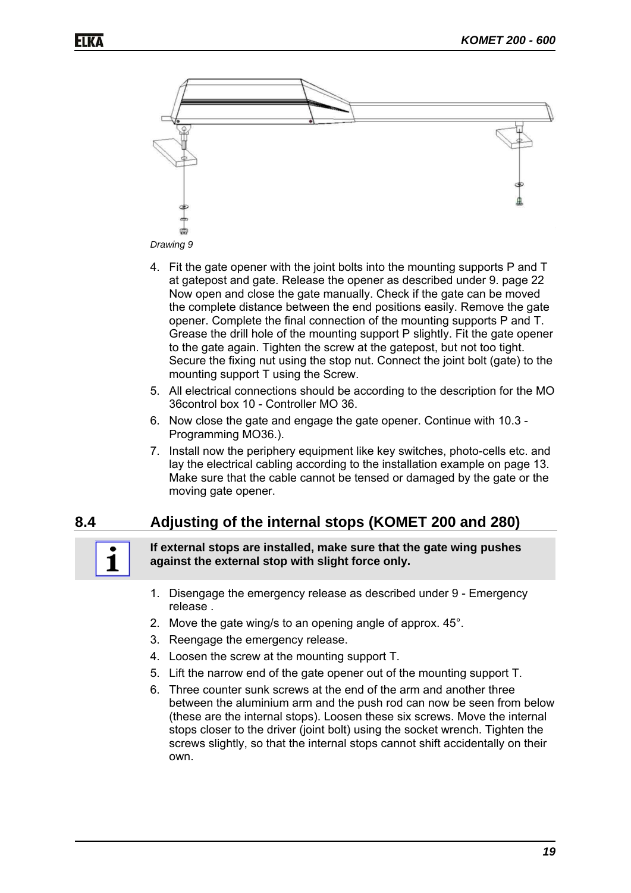*Drawing 9*

4. Fit the gate opener with the joint bolts into the mounting supports P and T at gatepost and gate. Release the opener as described under 9. page 22 Now open and close the gate manually. Check if the gate can be moved the complete distance between the end positions easily. Remove the gate opener. Complete the final connection of the mounting supports P and T. Grease the drill hole of the mounting support P slightly. Fit the gate opener to the gate again. Tighten the screw at the gatepost, but not too tight. Secure the fixing nut using the stop nut. Connect the joint bolt (gate) to the mounting support T using the Screw.
5. All electrical connections should be according to the description for the MO 36control box 10 - Controller MO 36.
6. Now close the gate and engage the gate opener. Continue with 10.3 - Programming MO36.).
7. Install now the periphery equipment like key switches, photo-cells etc. and lay the electrical cabling according to the installation example on page 13. Make sure that the cable cannot be tensed or damaged by the gate or the moving gate opener.

## 8.4 Adjusting of the internal stops (KOMET 200 and 280)

**If external stops are installed, make sure that the gate wing pushes against the external stop with slight force only.**

1. Disengage the emergency release as described under 9 - Emergency release .
2. Move the gate wing/s to an opening angle of approx. 45°.
3. Reengage the emergency release.
4. Loosen the screw at the mounting support T.
5. Lift the narrow end of the gate opener out of the mounting support T.
6. Three counter sunk screws at the end of the arm and another three between the aluminium arm and the push rod can now be seen from below (these are the internal stops). Loosen these six screws. Move the internal stops closer to the driver (joint bolt) using the socket wrench. Tighten the screws slightly, so that the internal stops cannot shift accidentally on their own.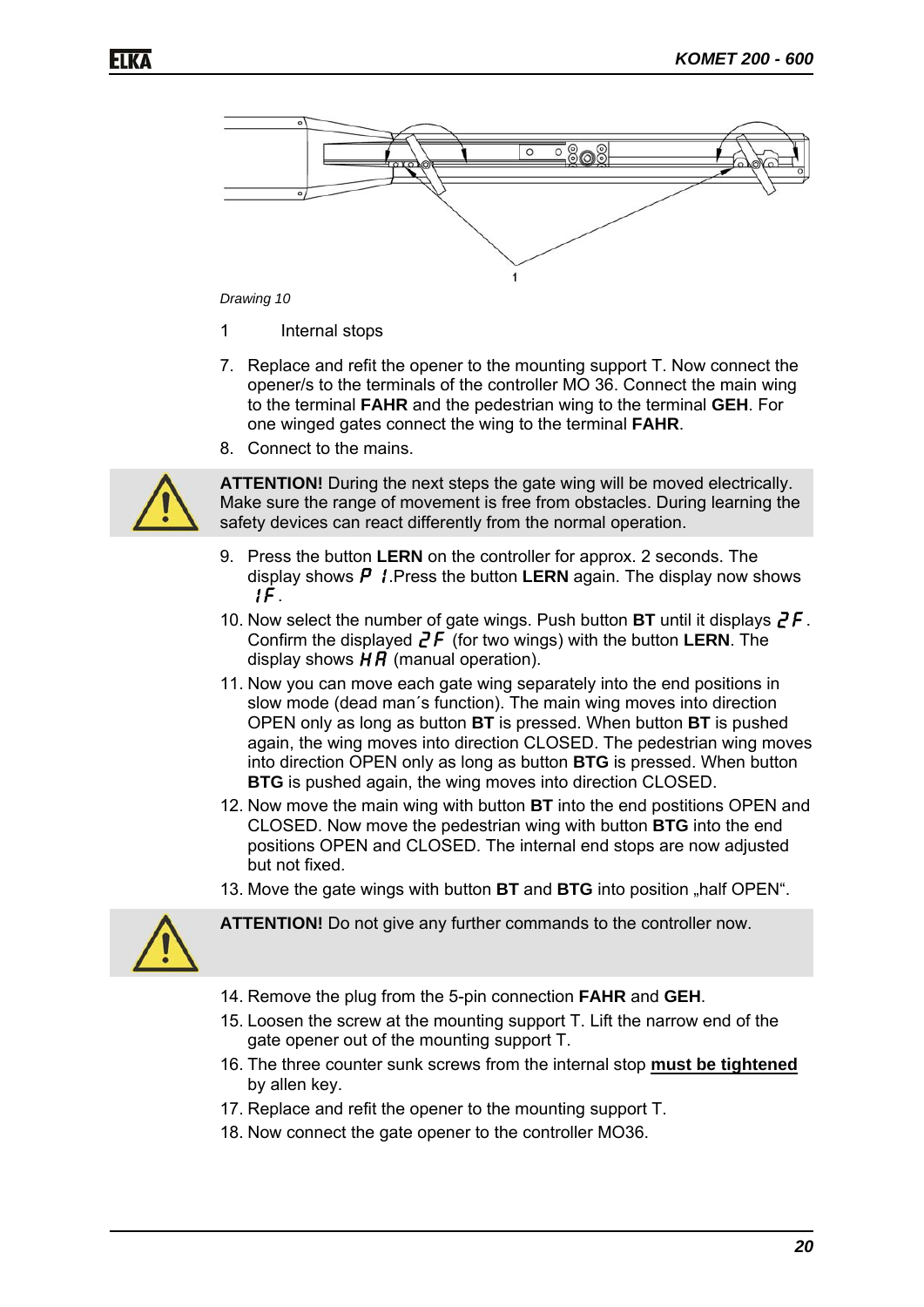*Drawing 10*

1 Internal stops

7. Replace and refit the opener to the mounting support T. Now connect the opener/s to the terminals of the controller MO 36. Connect the main wing to the terminal **FAHR** and the pedestrian wing to the terminal **GEH**. For one winged gates connect the wing to the terminal **FAHR**.
8. Connect to the mains.

**ATTENTION!** During the next steps the gate wing will be moved electrically. Make sure the range of movement is free from obstacles. During learning the safety devices can react differently from the normal operation.

9. Press the button **LERN** on the controller for approx. 2 seconds. The display shows *P 1*.Press the button **LERN** again. The display now shows *1F*.
10. Now select the number of gate wings. Push button **BT** until it displays *2F*. Confirm the displayed *2F* (for two wings) with the button **LERN**. The display shows *HA* (manual operation).
11. Now you can move each gate wing separately into the end positions in slow mode (dead man´s function). The main wing moves into direction OPEN only as long as button **BT** is pressed. When button **BT** is pushed again, the wing moves into direction CLOSED. The pedestrian wing moves into direction OPEN only as long as button **BTG** is pressed. When button **BTG** is pushed again, the wing moves into direction CLOSED.
12. Now move the main wing with button **BT** into the end postitions OPEN and CLOSED. Now move the pedestrian wing with button **BTG** into the end positions OPEN and CLOSED. The internal end stops are now adjusted but not fixed.
13. Move the gate wings with button **BT** and **BTG** into position „half OPEN".

**ATTENTION!** Do not give any further commands to the controller now.

14. Remove the plug from the 5-pin connection **FAHR** and **GEH**.
15. Loosen the screw at the mounting support T. Lift the narrow end of the gate opener out of the mounting support T.
16. The three counter sunk screws from the internal stop **<u>must be tightened</u>** by allen key.
17. Replace and refit the opener to the mounting support T.
18. Now connect the gate opener to the controller MO36.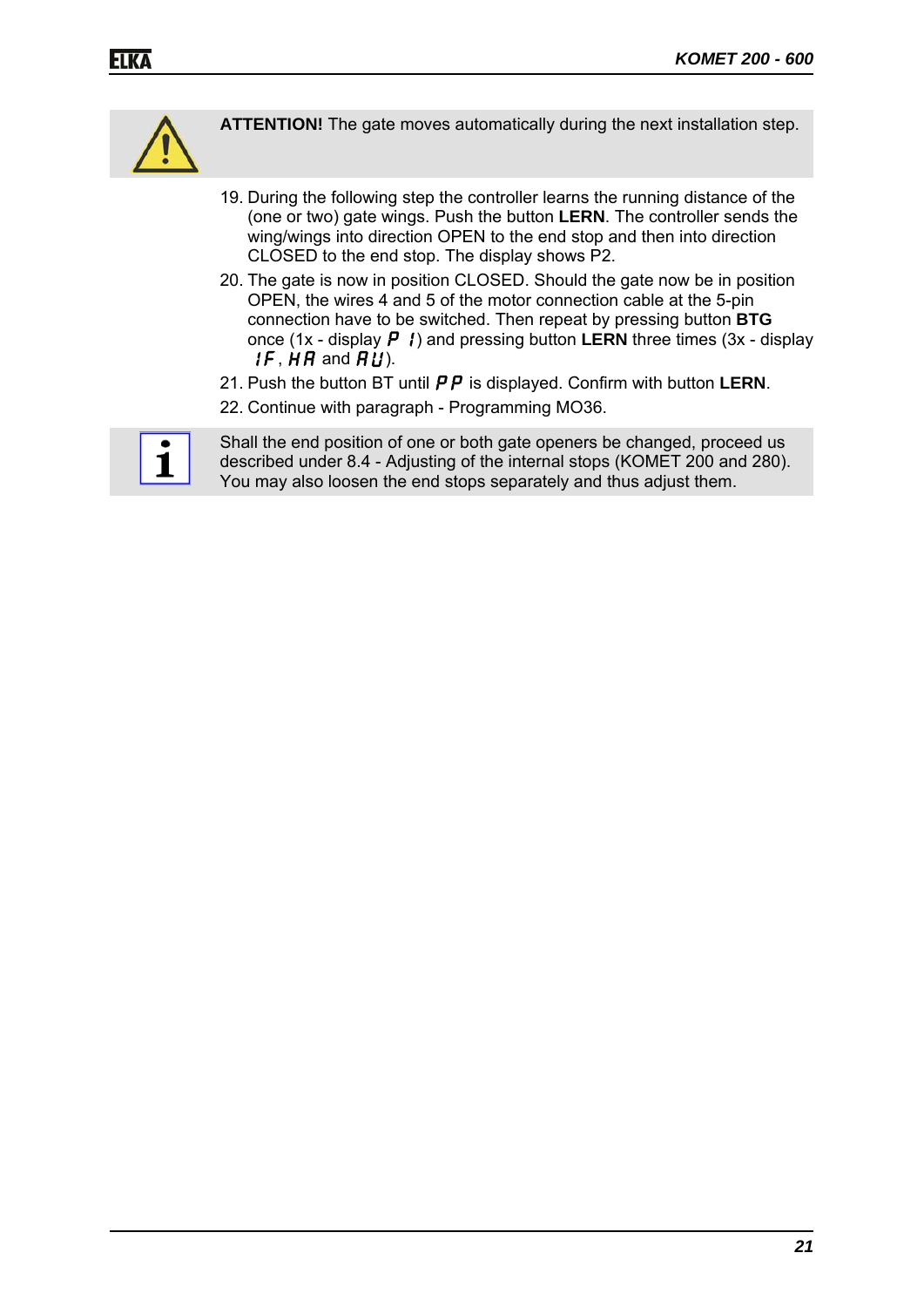**ATTENTION!** The gate moves automatically during the next installation step.

19. During the following step the controller learns the running distance of the (one or two) gate wings. Push the button **LERN**. The controller sends the wing/wings into direction OPEN to the end stop and then into direction CLOSED to the end stop. The display shows P2.
20. The gate is now in position CLOSED. Should the gate now be in position OPEN, the wires 4 and 5 of the motor connection cable at the 5-pin connection have to be switched. Then repeat by pressing button **BTG** once (1x - display P 1) and pressing button **LERN** three times (3x - display 1F, HA and AU).
21. Push the button BT until PP is displayed. Confirm with button **LERN**.
22. Continue with paragraph - Programming MO36.

Shall the end position of one or both gate openers be changed, proceed us described under 8.4 - Adjusting of the internal stops (KOMET 200 and 280). You may also loosen the end stops separately and thus adjust them.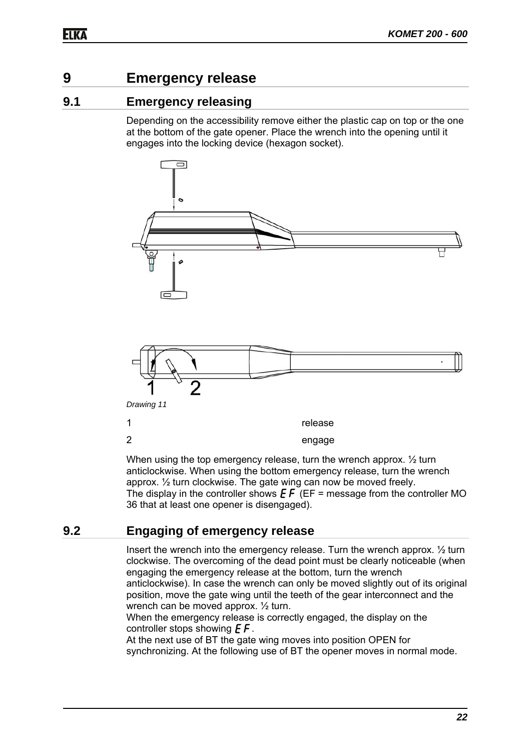# 9 Emergency release

## 9.1 Emergency releasing

Depending on the accessibility remove either the plastic cap on top or the one at the bottom of the gate opener. Place the wrench into the opening until it engages into the locking device (hexagon socket).

*Drawing 11*

| | |
|---|---|
| 1 | release |
| 2 | engage |

When using the top emergency release, turn the wrench approx. ½ turn anticlockwise. When using the bottom emergency release, turn the wrench approx. ½ turn clockwise. The gate wing can now be moved freely.
The display in the controller shows *EF* (EF = message from the controller MO 36 that at least one opener is disengaged).

## 9.2 Engaging of emergency release

Insert the wrench into the emergency release. Turn the wrench approx. ½ turn clockwise. The overcoming of the dead point must be clearly noticeable (when engaging the emergency release at the bottom, turn the wrench anticlockwise). In case the wrench can only be moved slightly out of its original position, move the gate wing until the teeth of the gear interconnect and the wrench can be moved approx. ½ turn.
When the emergency release is correctly engaged, the display on the controller stops showing *EF*.
At the next use of BT the gate wing moves into position OPEN for synchronizing. At the following use of BT the opener moves in normal mode.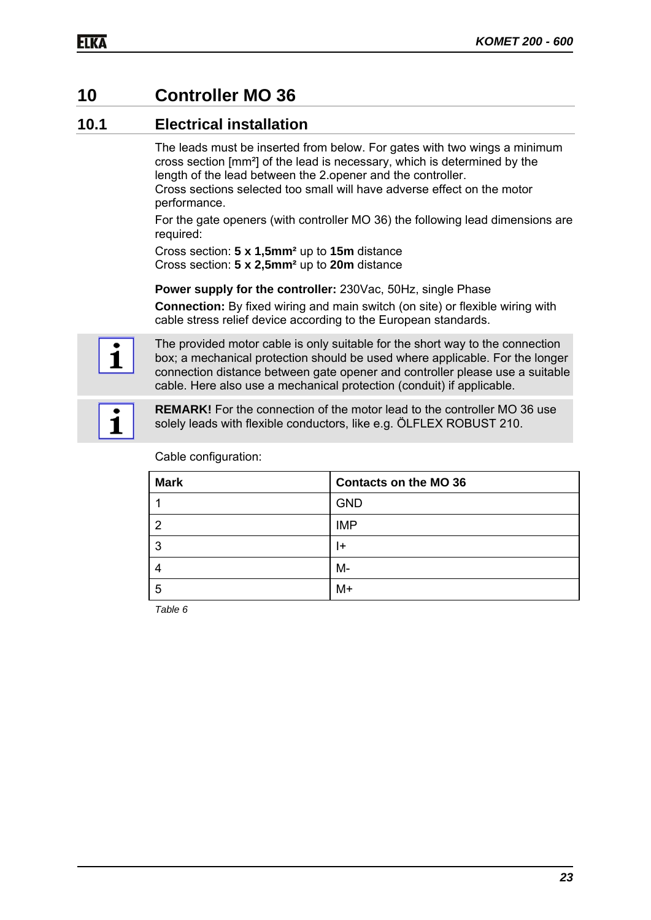# 10 Controller MO 36

## 10.1 Electrical installation

The leads must be inserted from below. For gates with two wings a minimum cross section [mm²] of the lead is necessary, which is determined by the length of the lead between the 2.opener and the controller.
Cross sections selected too small will have adverse effect on the motor performance.

For the gate openers (with controller MO 36) the following lead dimensions are required:

Cross section: **5 x 1,5mm²** up to **15m** distance
Cross section: **5 x 2,5mm²** up to **20m** distance

**Power supply for the controller:** 230Vac, 50Hz, single Phase

**Connection:** By fixed wiring and main switch (on site) or flexible wiring with cable stress relief device according to the European standards.

The provided motor cable is only suitable for the short way to the connection box; a mechanical protection should be used where applicable. For the longer connection distance between gate opener and controller please use a suitable cable. Here also use a mechanical protection (conduit) if applicable.

**REMARK!** For the connection of the motor lead to the controller MO 36 use solely leads with flexible conductors, like e.g. ÖLFLEX ROBUST 210.

Cable configuration:

| Mark | Contacts on the MO 36 |
|---|---|
| 1 | GND |
| 2 | IMP |
| 3 | I+ |
| 4 | M- |
| 5 | M+ |

*Table 6*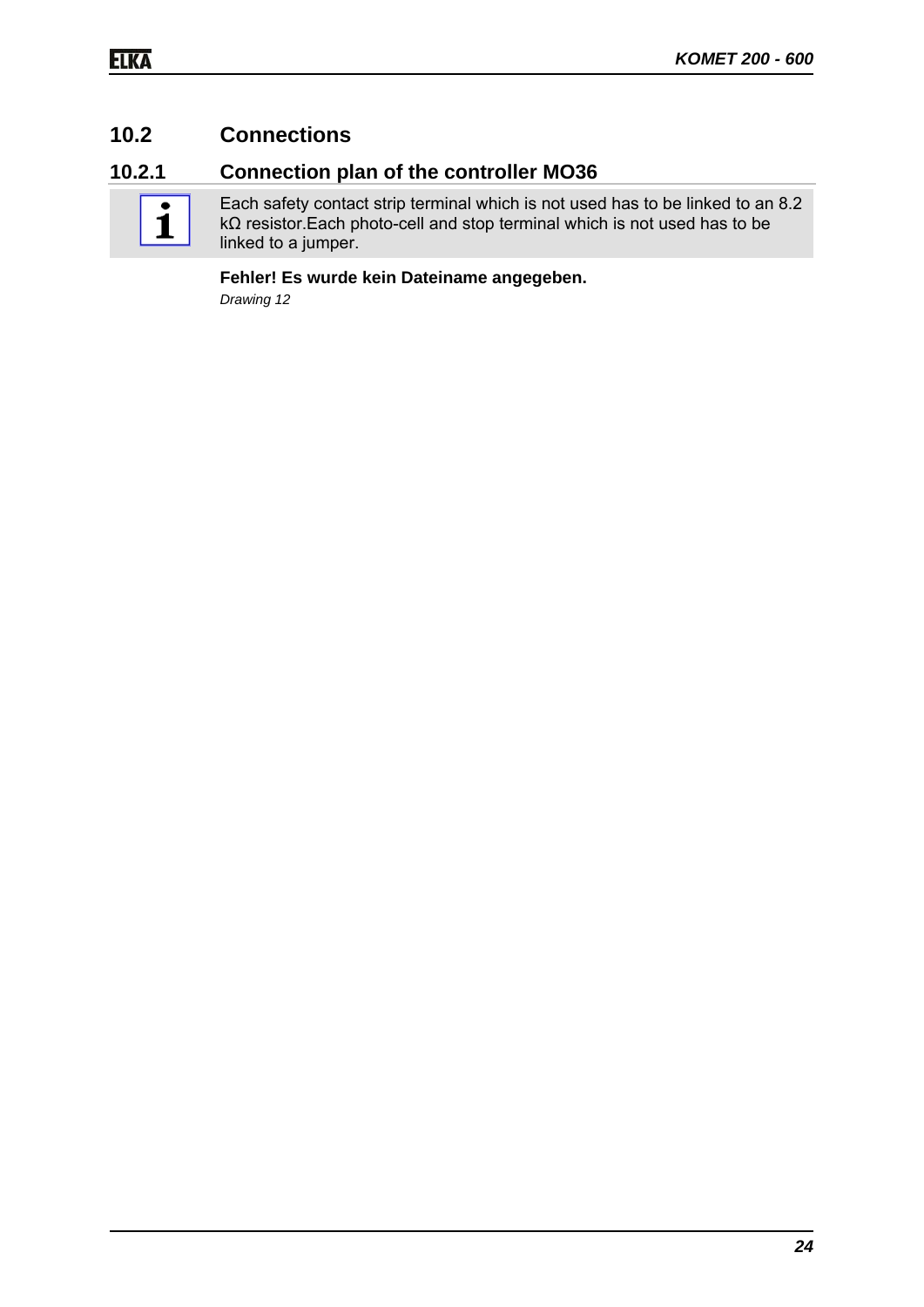## 10.2 Connections

### 10.2.1 Connection plan of the controller MO36

Each safety contact strip terminal which is not used has to be linked to an 8.2 kΩ resistor.Each photo-cell and stop terminal which is not used has to be linked to a jumper.

**Fehler! Es wurde kein Dateiname angegeben.**

*Drawing 12*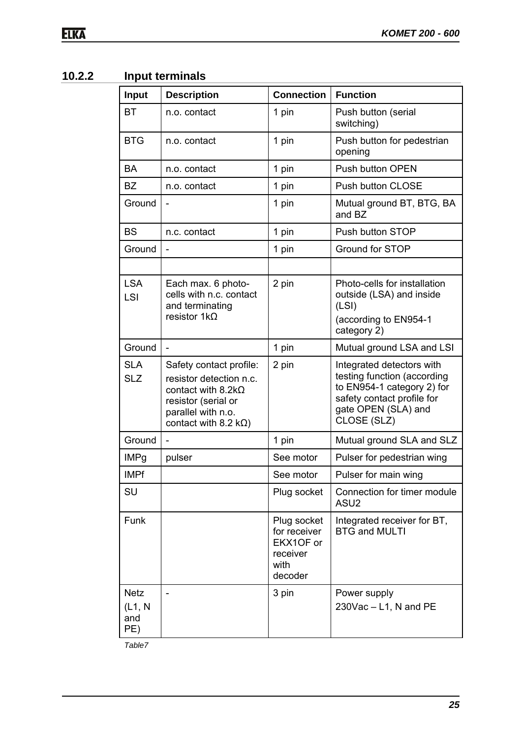### 10.2.2 Input terminals

| Input | Description | Connection | Function |
|---|---|---|---|
| BT | n.o. contact | 1 pin | Push button (serial switching) |
| BTG | n.o. contact | 1 pin | Push button for pedestrian opening |
| BA | n.o. contact | 1 pin | Push button OPEN |
| BZ | n.o. contact | 1 pin | Push button CLOSE |
| Ground | - | 1 pin | Mutual ground BT, BTG, BA and BZ |
| BS | n.c. contact | 1 pin | Push button STOP |
| Ground | - | 1 pin | Ground for STOP |
| | | | |
| LSA<br>LSI | Each max. 6 photo-cells with n.c. contact and terminating resistor 1kΩ | 2 pin | Photo-cells for installation outside (LSA) and inside (LSI)<br>(according to EN954-1 category 2) |
| Ground | - | 1 pin | Mutual ground LSA and LSI |
| SLA<br>SLZ | Safety contact profile:<br>resistor detection n.c. contact with 8.2kΩ resistor (serial or parallel with n.o. contact with 8.2 kΩ) | 2 pin | Integrated detectors with testing function (according to EN954-1 category 2) for safety contact profile for gate OPEN (SLA) and CLOSE (SLZ) |
| Ground | - | 1 pin | Mutual ground SLA and SLZ |
| IMPg | pulser | See motor | Pulser for pedestrian wing |
| IMPf | | See motor | Pulser for main wing |
| SU | | Plug socket | Connection for timer module ASU2 |
| Funk | | Plug socket for receiver EKX1OF or receiver with decoder | Integrated receiver for BT, BTG and MULTI |
| Netz<br>(L1, N and PE) | - | 3 pin | Power supply<br>230Vac – L1, N and PE |

*Table7*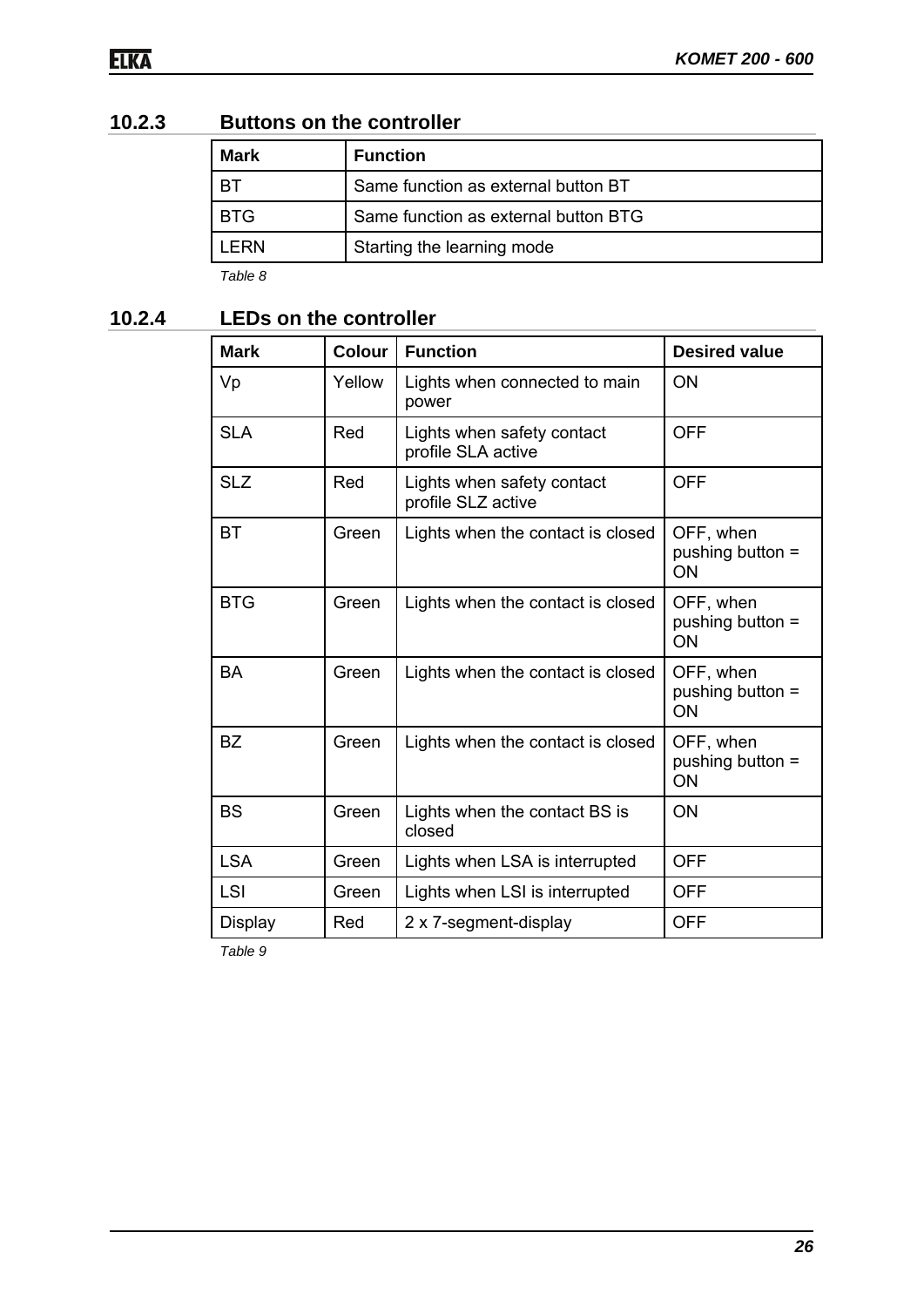### 10.2.3 Buttons on the controller

| Mark | Function |
|---|---|
| BT | Same function as external button BT |
| BTG | Same function as external button BTG |
| LERN | Starting the learning mode |

*Table 8*

### 10.2.4 LEDs on the controller

| Mark | Colour | Function | Desired value |
|---|---|---|---|
| Vp | Yellow | Lights when connected to main power | ON |
| SLA | Red | Lights when safety contact profile SLA active | OFF |
| SLZ | Red | Lights when safety contact profile SLZ active | OFF |
| BT | Green | Lights when the contact is closed | OFF, when pushing button = ON |
| BTG | Green | Lights when the contact is closed | OFF, when pushing button = ON |
| BA | Green | Lights when the contact is closed | OFF, when pushing button = ON |
| BZ | Green | Lights when the contact is closed | OFF, when pushing button = ON |
| BS | Green | Lights when the contact BS is closed | ON |
| LSA | Green | Lights when LSA is interrupted | OFF |
| LSI | Green | Lights when LSI is interrupted | OFF |
| Display | Red | 2 x 7-segment-display | OFF |

*Table 9*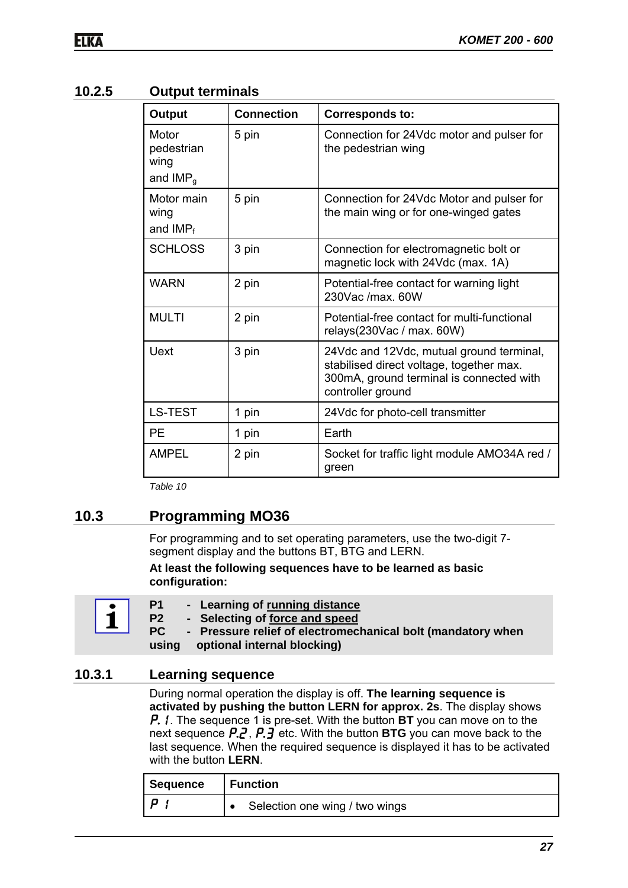### 10.2.5 Output terminals

| Output | Connection | Corresponds to: |
|---|---|---|
| Motor pedestrian wing and $IMP_g$ | 5 pin | Connection for 24Vdc motor and pulser for the pedestrian wing |
| Motor main wing and $IMP_f$ | 5 pin | Connection for 24Vdc Motor and pulser for the main wing or for one-winged gates |
| SCHLOSS | 3 pin | Connection for electromagnetic bolt or magnetic lock with 24Vdc (max. 1A) |
| WARN | 2 pin | Potential-free contact for warning light 230Vac /max. 60W |
| MULTI | 2 pin | Potential-free contact for multi-functional relays(230Vac / max. 60W) |
| Uext | 3 pin | 24Vdc and 12Vdc, mutual ground terminal, stabilised direct voltage, together max. 300mA, ground terminal is connected with controller ground |
| LS-TEST | 1 pin | 24Vdc for photo-cell transmitter |
| PE | 1 pin | Earth |
| AMPEL | 2 pin | Socket for traffic light module AMO34A red / green |

*Table 10*

## 10.3 Programming MO36

For programming and to set operating parameters, use the two-digit 7-segment display and the buttons BT, BTG and LERN.

**At least the following sequences have to be learned as basic configuration:**

**P1 - Learning of running distance**
**P2 - Selecting of force and speed**
**PC - Pressure relief of electromechanical bolt (mandatory when using optional internal blocking)**

### 10.3.1 Learning sequence

During normal operation the display is off. **The learning sequence is activated by pushing the button LERN for approx. 2s**. The display shows P. 1. The sequence 1 is pre-set. With the button **BT** you can move on to the next sequence P.2, P.3 etc. With the button **BTG** you can move back to the last sequence. When the required sequence is displayed it has to be activated with the button **LERN**.

| Sequence | Function |
|---|---|
| P 1 | • Selection one wing / two wings |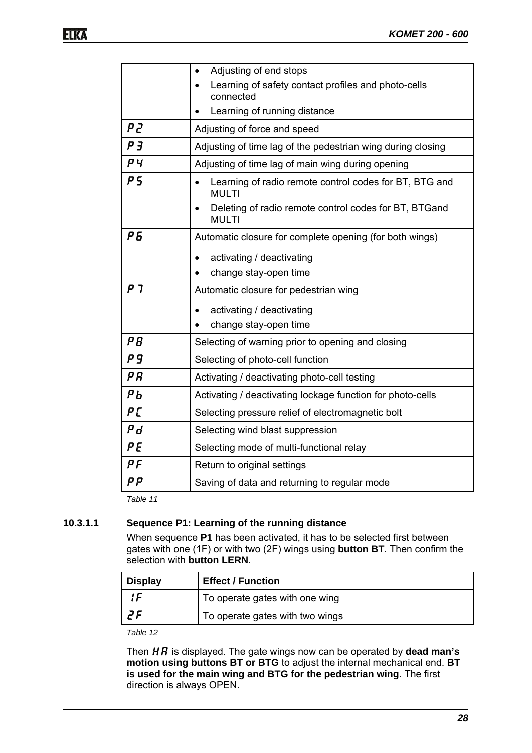|  |  |
|---|---|
|  | • Adjusting of end stops<br>• Learning of safety contact profiles and photo-cells connected<br>• Learning of running distance |
| P2 | Adjusting of force and speed |
| P3 | Adjusting of time lag of the pedestrian wing during closing |
| P4 | Adjusting of time lag of main wing during opening |
| P5 | • Learning of radio remote control codes for BT, BTG and MULTI<br>• Deleting of radio remote control codes for BT, BTGand MULTI |
| P6 | Automatic closure for complete opening (for both wings)<br>• activating / deactivating<br>• change stay-open time |
| P7 | Automatic closure for pedestrian wing<br>• activating / deactivating<br>• change stay-open time |
| P8 | Selecting of warning prior to opening and closing |
| P9 | Selecting of photo-cell function |
| PA | Activating / deactivating photo-cell testing |
| Pb | Activating / deactivating lockage function for photo-cells |
| PC | Selecting pressure relief of electromagnetic bolt |
| Pd | Selecting wind blast suppression |
| PE | Selecting mode of multi-functional relay |
| PF | Return to original settings |
| PP | Saving of data and returning to regular mode |

*Table 11*

#### 10.3.1.1 Sequence P1: Learning of the running distance

When sequence **P1** has been activated, it has to be selected first between gates with one (1F) or with two (2F) wings using **button BT**. Then confirm the selection with **button LERN**.

| Display | Effect / Function |
|---|---|
| 1F | To operate gates with one wing |
| 2F | To operate gates with two wings |

*Table 12*

Then HA is displayed. The gate wings now can be operated by **dead man's motion using buttons BT or BTG** to adjust the internal mechanical end. **BT is used for the main wing and BTG for the pedestrian wing**. The first direction is always OPEN.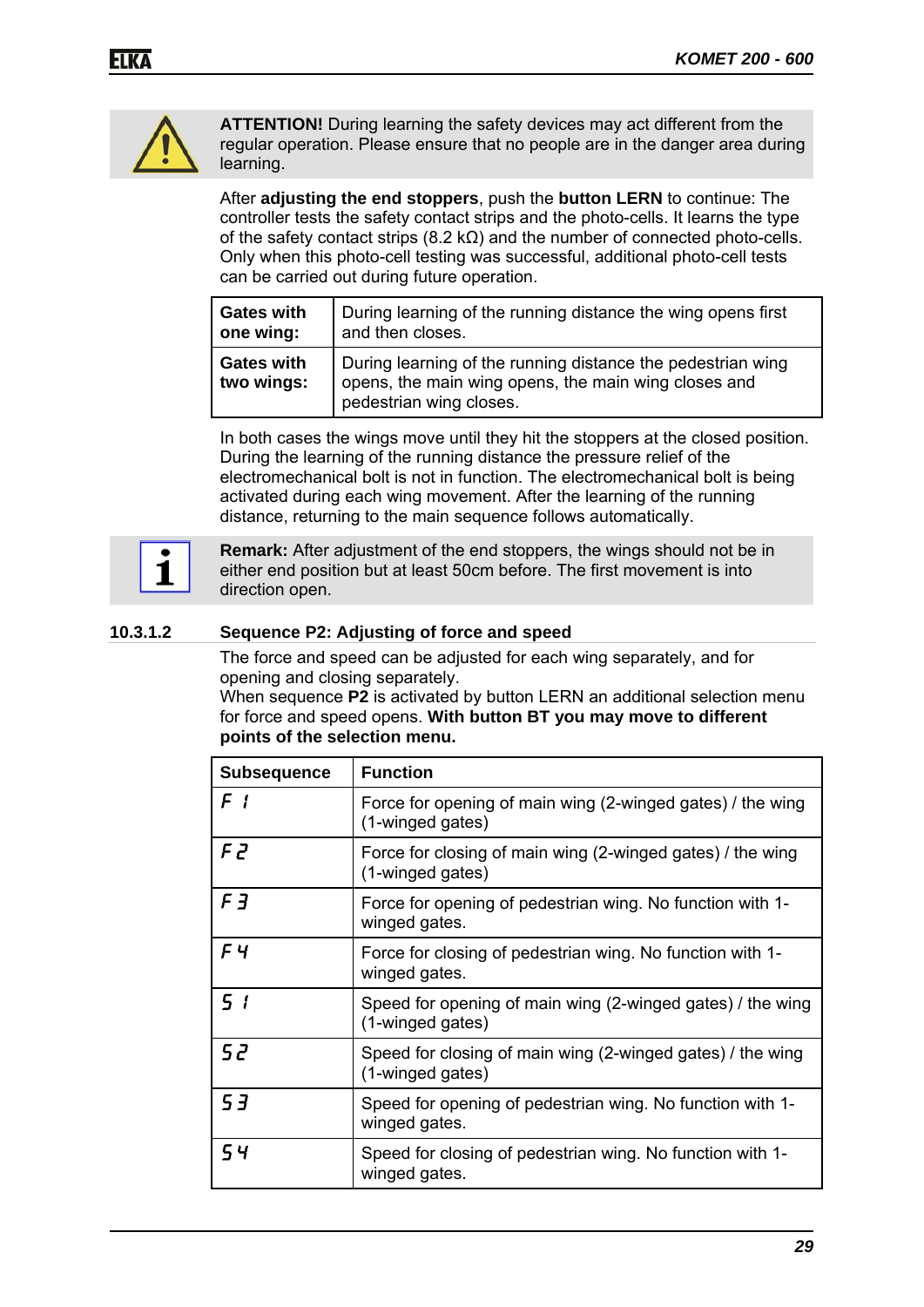**ATTENTION!** During learning the safety devices may act different from the regular operation. Please ensure that no people are in the danger area during learning.

After **adjusting the end stoppers**, push the **button LERN** to continue: The controller tests the safety contact strips and the photo-cells. It learns the type of the safety contact strips (8.2 kΩ) and the number of connected photo-cells. Only when this photo-cell testing was successful, additional photo-cell tests can be carried out during future operation.

| | |
|---|---|
| **Gates with one wing:** | During learning of the running distance the wing opens first and then closes. |
| **Gates with two wings:** | During learning of the running distance the pedestrian wing opens, the main wing opens, the main wing closes and pedestrian wing closes. |

In both cases the wings move until they hit the stoppers at the closed position. During the learning of the running distance the pressure relief of the electromechanical bolt is not in function. The electromechanical bolt is being activated during each wing movement. After the learning of the running distance, returning to the main sequence follows automatically.

**Remark:** After adjustment of the end stoppers, the wings should not be in either end position but at least 50cm before. The first movement is into direction open.

#### 10.3.1.2 Sequence P2: Adjusting of force and speed

The force and speed can be adjusted for each wing separately, and for opening and closing separately.
When sequence **P2** is activated by button LERN an additional selection menu for force and speed opens. **With button BT you may move to different points of the selection menu.**

| Subsequence | Function |
|---|---|
| F 1 | Force for opening of main wing (2-winged gates) / the wing (1-winged gates) |
| F 2 | Force for closing of main wing (2-winged gates) / the wing (1-winged gates) |
| F 3 | Force for opening of pedestrian wing. No function with 1-winged gates. |
| F 4 | Force for closing of pedestrian wing. No function with 1-winged gates. |
| S 1 | Speed for opening of main wing (2-winged gates) / the wing (1-winged gates) |
| S 2 | Speed for closing of main wing (2-winged gates) / the wing (1-winged gates) |
| S 3 | Speed for opening of pedestrian wing. No function with 1-winged gates. |
| S 4 | Speed for closing of pedestrian wing. No function with 1-winged gates. |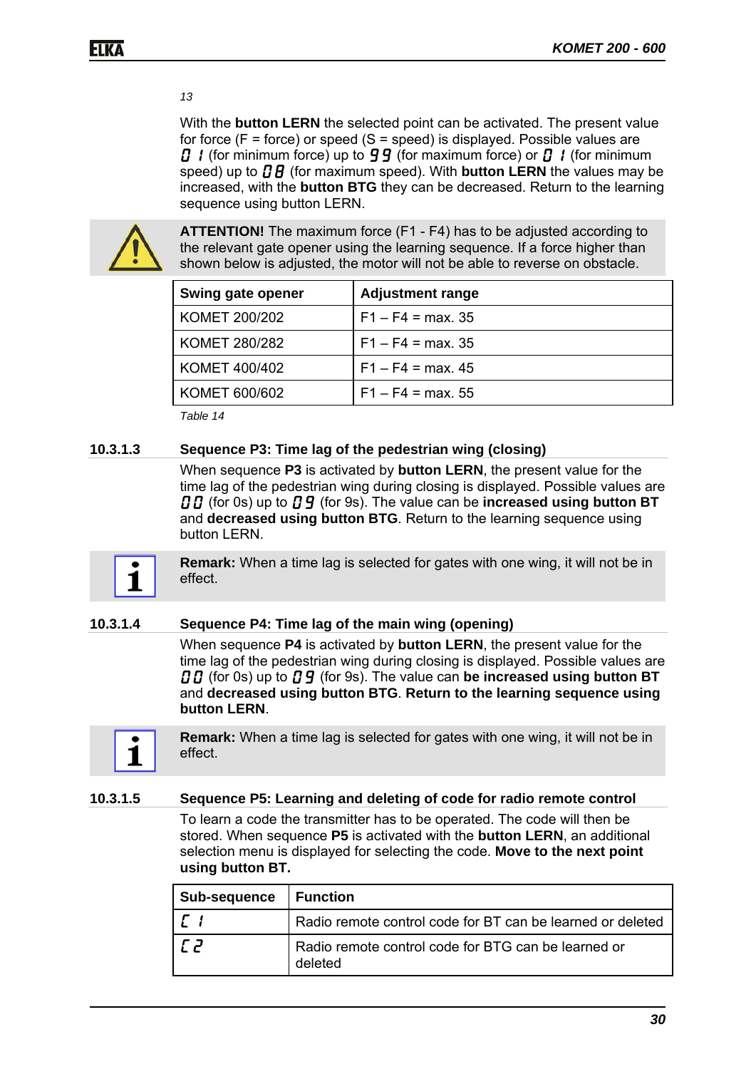*13*

With the **button LERN** the selected point can be activated. The present value for force (F = force) or speed (S = speed) is displayed. Possible values are 0 1 (for minimum force) up to 9 9 (for maximum force) or 0 1 (for minimum speed) up to 0 8 (for maximum speed). With **button LERN** the values may be increased, with the **button BTG** they can be decreased. Return to the learning sequence using button LERN.

**ATTENTION!** The maximum force (F1 - F4) has to be adjusted according to the relevant gate opener using the learning sequence. If a force higher than shown below is adjusted, the motor will not be able to reverse on obstacle.

| Swing gate opener | Adjustment range |
|---|---|
| KOMET 200/202 | F1 – F4 = max. 35 |
| KOMET 280/282 | F1 – F4 = max. 35 |
| KOMET 400/402 | F1 – F4 = max. 45 |
| KOMET 600/602 | F1 – F4 = max. 55 |

*Table 14*

#### 10.3.1.3 Sequence P3: Time lag of the pedestrian wing (closing)

When sequence **P3** is activated by **button LERN**, the present value for the time lag of the pedestrian wing during closing is displayed. Possible values are 0 0 (for 0s) up to 0 9 (for 9s). The value can be **increased using button BT** and **decreased using button BTG**. Return to the learning sequence using button LERN.

**Remark:** When a time lag is selected for gates with one wing, it will not be in effect.

#### 10.3.1.4 Sequence P4: Time lag of the main wing (opening)

When sequence **P4** is activated by **button LERN**, the present value for the time lag of the pedestrian wing during closing is displayed. Possible values are 0 0 (for 0s) up to 0 9 (for 9s). The value can **be increased using button BT** and **decreased using button BTG**. **Return to the learning sequence using button LERN**.

**Remark:** When a time lag is selected for gates with one wing, it will not be in effect.

#### 10.3.1.5 Sequence P5: Learning and deleting of code for radio remote control

To learn a code the transmitter has to be operated. The code will then be stored. When sequence **P5** is activated with the **button LERN**, an additional selection menu is displayed for selecting the code. **Move to the next point using button BT.**

| Sub-sequence | Function |
|---|---|
| C 1 | Radio remote control code for BT can be learned or deleted |
| C 2 | Radio remote control code for BTG can be learned or deleted |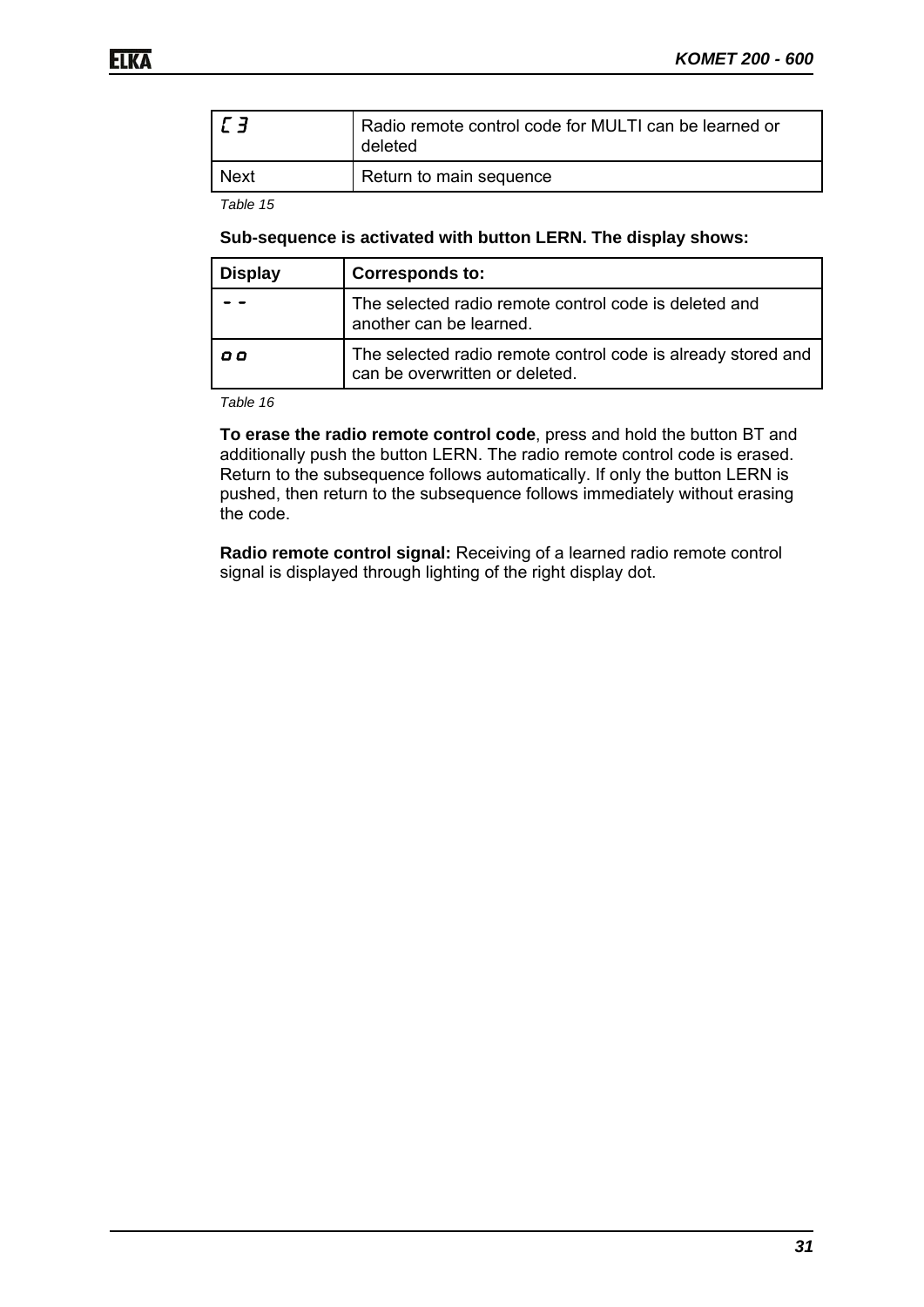| C 3 | Radio remote control code for MULTI can be learned or deleted |
|---|---|
| Next | Return to main sequence |

*Table 15*

**Sub-sequence is activated with button LERN. The display shows:**

| Display | Corresponds to: |
|---|---|
| - - | The selected radio remote control code is deleted and another can be learned. |
| o o | The selected radio remote control code is already stored and can be overwritten or deleted. |

*Table 16*

**To erase the radio remote control code**, press and hold the button BT and additionally push the button LERN. The radio remote control code is erased. Return to the subsequence follows automatically. If only the button LERN is pushed, then return to the subsequence follows immediately without erasing the code.

**Radio remote control signal:** Receiving of a learned radio remote control signal is displayed through lighting of the right display dot.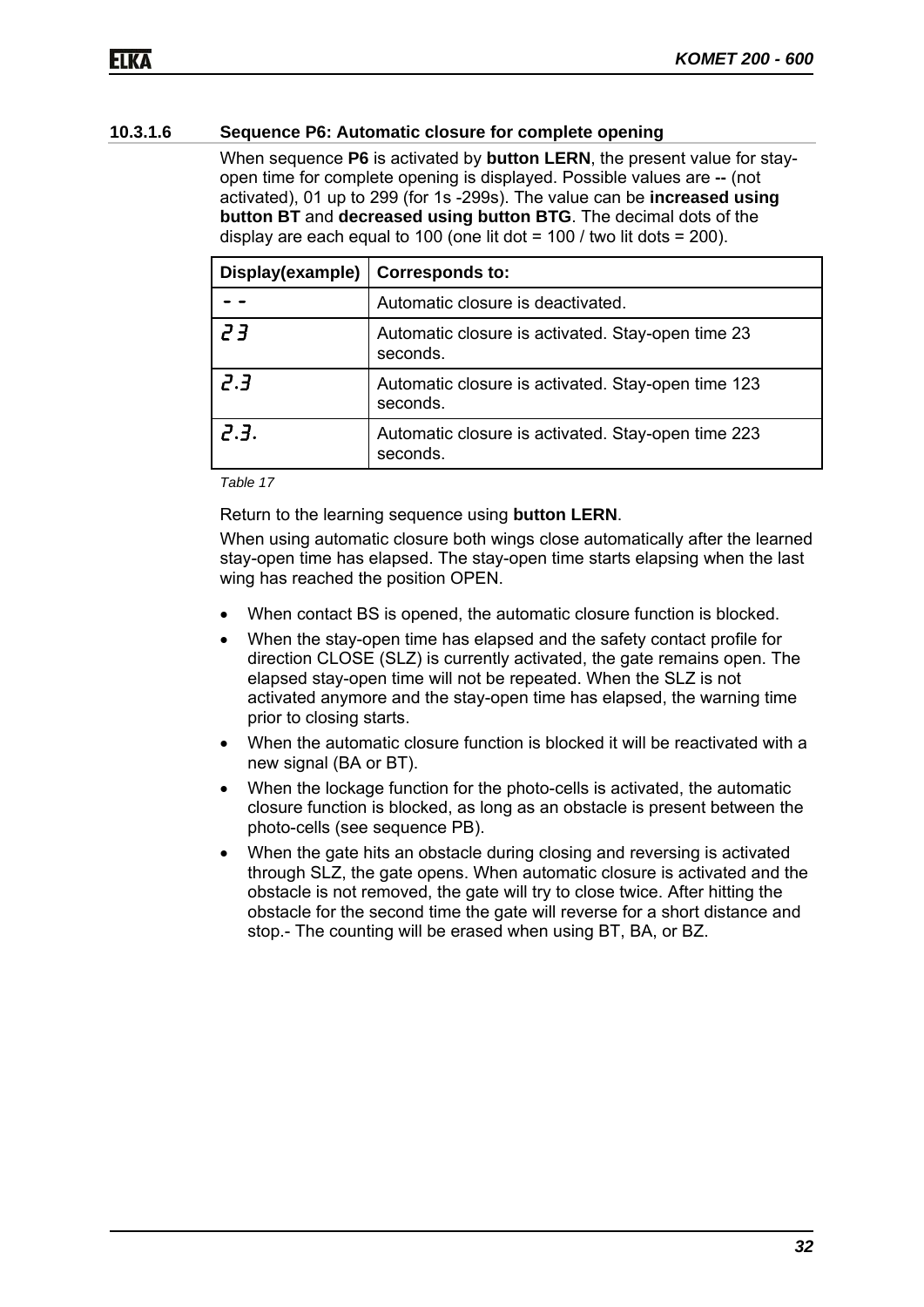### 10.3.1.6 Sequence P6: Automatic closure for complete opening

When sequence **P6** is activated by **button LERN**, the present value for stay-open time for complete opening is displayed. Possible values are **--** (not activated), 01 up to 299 (for 1s -299s). The value can be **increased using button BT** and **decreased using button BTG**. The decimal dots of the display are each equal to 100 (one lit dot = 100 / two lit dots = 200).

| Display(example) | Corresponds to: |
|---|---|
| - - | Automatic closure is deactivated. |
| 2 3 | Automatic closure is activated. Stay-open time 23 seconds. |
| 2.3 | Automatic closure is activated. Stay-open time 123 seconds. |
| 2.3. | Automatic closure is activated. Stay-open time 223 seconds. |

*Table 17*

Return to the learning sequence using **button LERN**.

When using automatic closure both wings close automatically after the learned stay-open time has elapsed. The stay-open time starts elapsing when the last wing has reached the position OPEN.

- When contact BS is opened, the automatic closure function is blocked.
- When the stay-open time has elapsed and the safety contact profile for direction CLOSE (SLZ) is currently activated, the gate remains open. The elapsed stay-open time will not be repeated. When the SLZ is not activated anymore and the stay-open time has elapsed, the warning time prior to closing starts.
- When the automatic closure function is blocked it will be reactivated with a new signal (BA or BT).
- When the lockage function for the photo-cells is activated, the automatic closure function is blocked, as long as an obstacle is present between the photo-cells (see sequence PB).
- When the gate hits an obstacle during closing and reversing is activated through SLZ, the gate opens. When automatic closure is activated and the obstacle is not removed, the gate will try to close twice. After hitting the obstacle for the second time the gate will reverse for a short distance and stop.- The counting will be erased when using BT, BA, or BZ.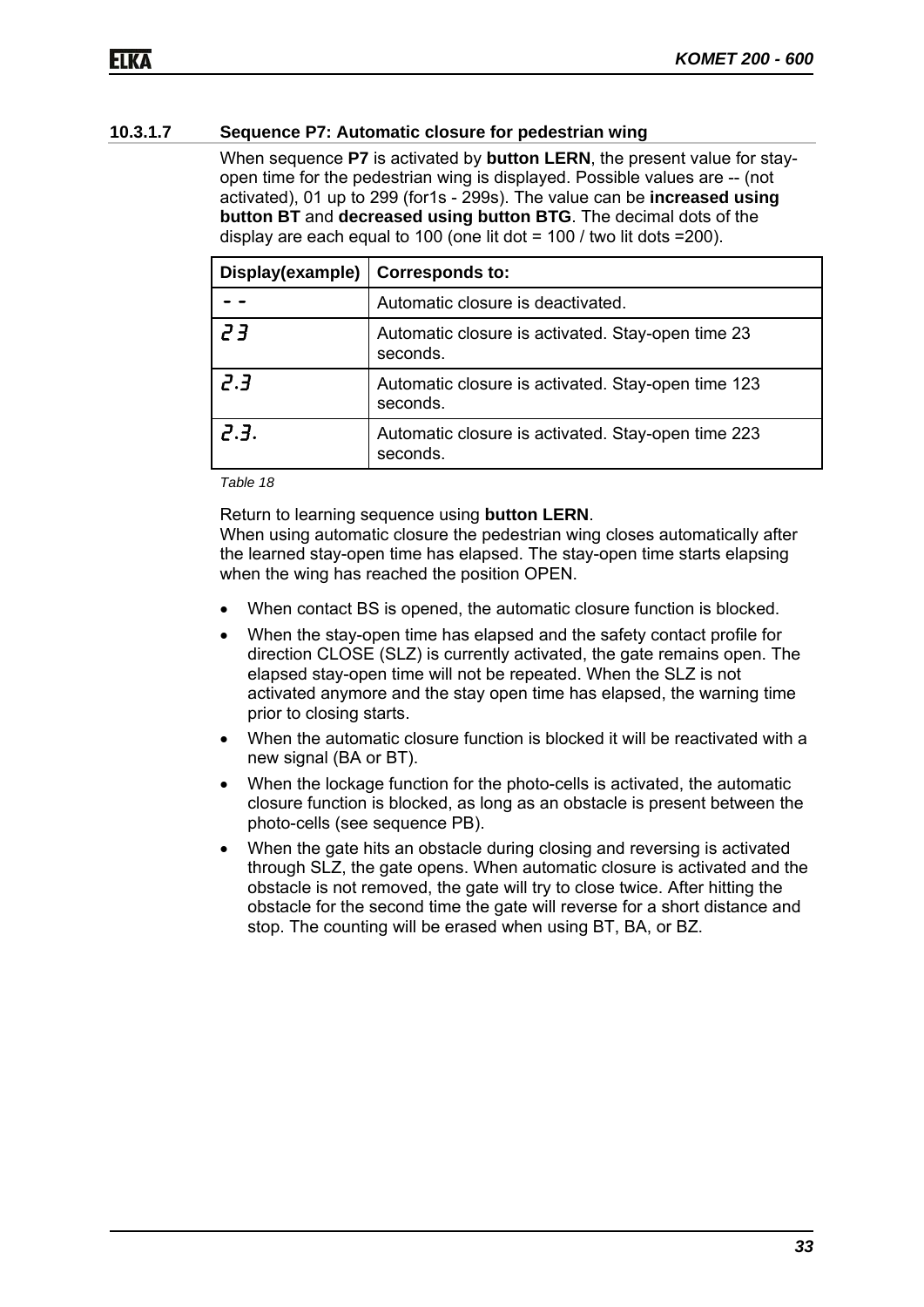### 10.3.1.7 Sequence P7: Automatic closure for pedestrian wing

When sequence **P7** is activated by **button LERN**, the present value for stay-open time for the pedestrian wing is displayed. Possible values are -- (not activated), 01 up to 299 (for1s - 299s). The value can be **increased using button BT** and **decreased using button BTG**. The decimal dots of the display are each equal to 100 (one lit dot = 100 / two lit dots =200).

| Display(example) | Corresponds to: |
|---|---|
| - - | Automatic closure is deactivated. |
| 2 3 | Automatic closure is activated. Stay-open time 23 seconds. |
| 2.3 | Automatic closure is activated. Stay-open time 123 seconds. |
| 2.3. | Automatic closure is activated. Stay-open time 223 seconds. |

*Table 18*

Return to learning sequence using **button LERN**.
When using automatic closure the pedestrian wing closes automatically after the learned stay-open time has elapsed. The stay-open time starts elapsing when the wing has reached the position OPEN.

- When contact BS is opened, the automatic closure function is blocked.
- When the stay-open time has elapsed and the safety contact profile for direction CLOSE (SLZ) is currently activated, the gate remains open. The elapsed stay-open time will not be repeated. When the SLZ is not activated anymore and the stay open time has elapsed, the warning time prior to closing starts.
- When the automatic closure function is blocked it will be reactivated with a new signal (BA or BT).
- When the lockage function for the photo-cells is activated, the automatic closure function is blocked, as long as an obstacle is present between the photo-cells (see sequence PB).
- When the gate hits an obstacle during closing and reversing is activated through SLZ, the gate opens. When automatic closure is activated and the obstacle is not removed, the gate will try to close twice. After hitting the obstacle for the second time the gate will reverse for a short distance and stop. The counting will be erased when using BT, BA, or BZ.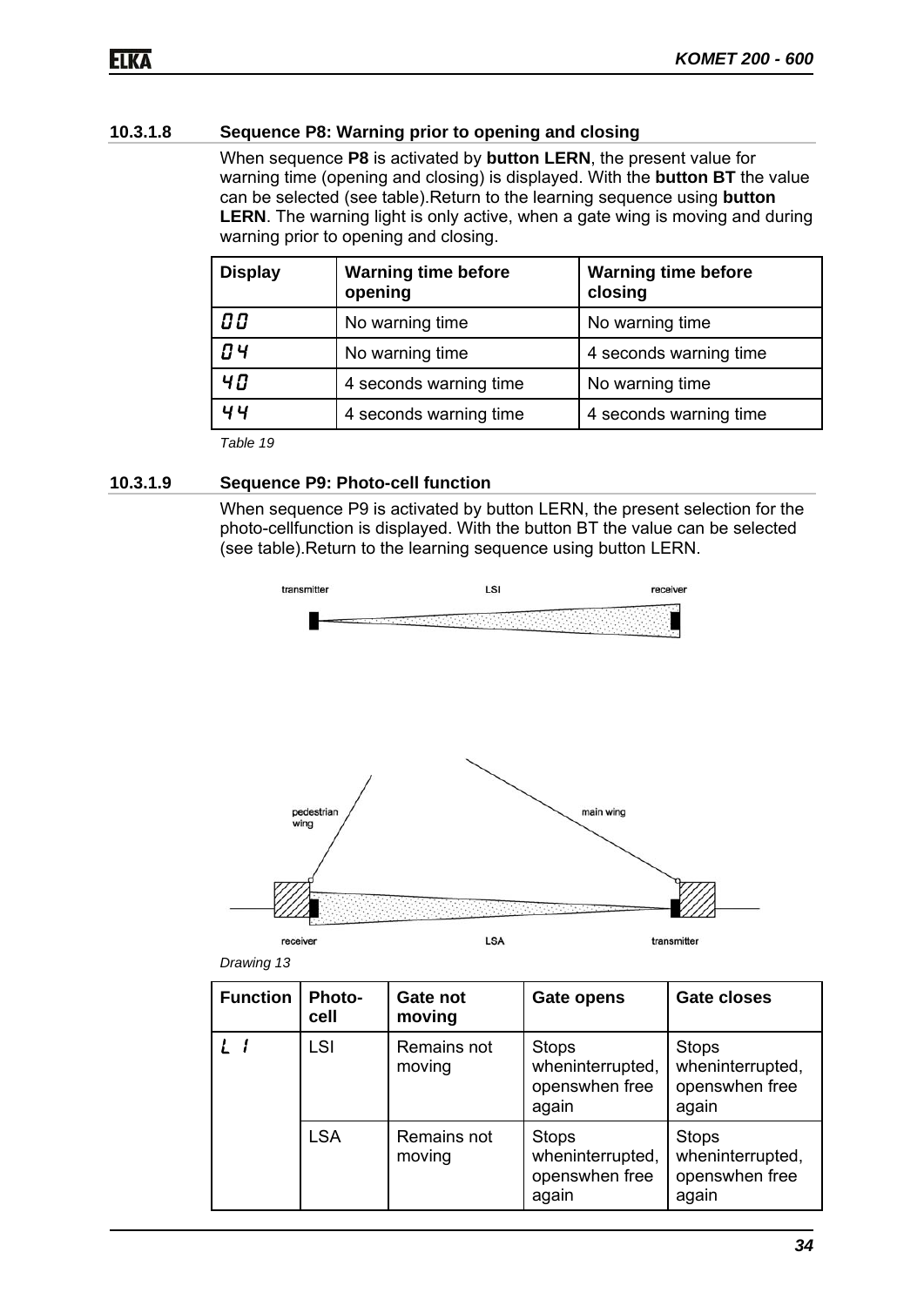### 10.3.1.8 Sequence P8: Warning prior to opening and closing

When sequence **P8** is activated by **button LERN**, the present value for warning time (opening and closing) is displayed. With the **button BT** the value can be selected (see table).Return to the learning sequence using **button LERN**. The warning light is only active, when a gate wing is moving and during warning prior to opening and closing.

| Display | Warning time before opening | Warning time before closing |
|---|---|---|
| 00 | No warning time | No warning time |
| 04 | No warning time | 4 seconds warning time |
| 40 | 4 seconds warning time | No warning time |
| 44 | 4 seconds warning time | 4 seconds warning time |

*Table 19*

### 10.3.1.9 Sequence P9: Photo-cell function

When sequence P9 is activated by button LERN, the present selection for the photo-cellfunction is displayed. With the button BT the value can be selected (see table).Return to the learning sequence using button LERN.

transmitter LSI receiver

pedestrian wing main wing

receiver LSA transmitter

*Drawing 13*

| Function | Photo-cell | Gate not moving | Gate opens | Gate closes |
|---|---|---|---|---|
| L 1 | LSI | Remains not moving | Stops wheninterrupted, openswhen free again | Stops wheninterrupted, openswhen free again |
| | LSA | Remains not moving | Stops wheninterrupted, openswhen free again | Stops wheninterrupted, openswhen free again |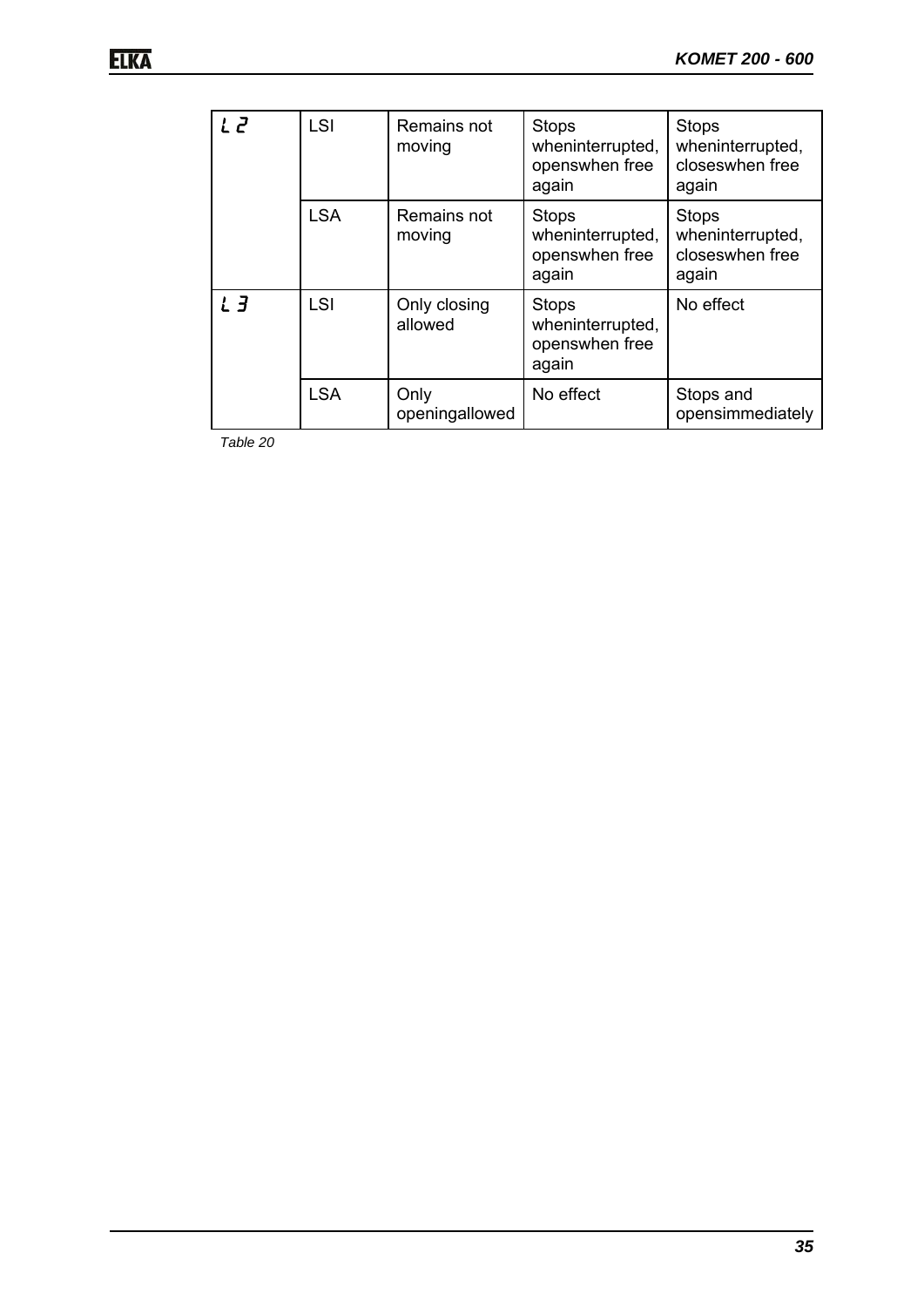| | | | | |
|---|---|---|---|---|
| L 2 | LSI | Remains not moving | Stops wheninterrupted, openswhen free again | Stops wheninterrupted, closeswhen free again |
| | LSA | Remains not moving | Stops wheninterrupted, openswhen free again | Stops wheninterrupted, closeswhen free again |
| L 3 | LSI | Only closing allowed | Stops wheninterrupted, openswhen free again | No effect |
| | LSA | Only openingallowed | No effect | Stops and opensimmediately |

*Table 20*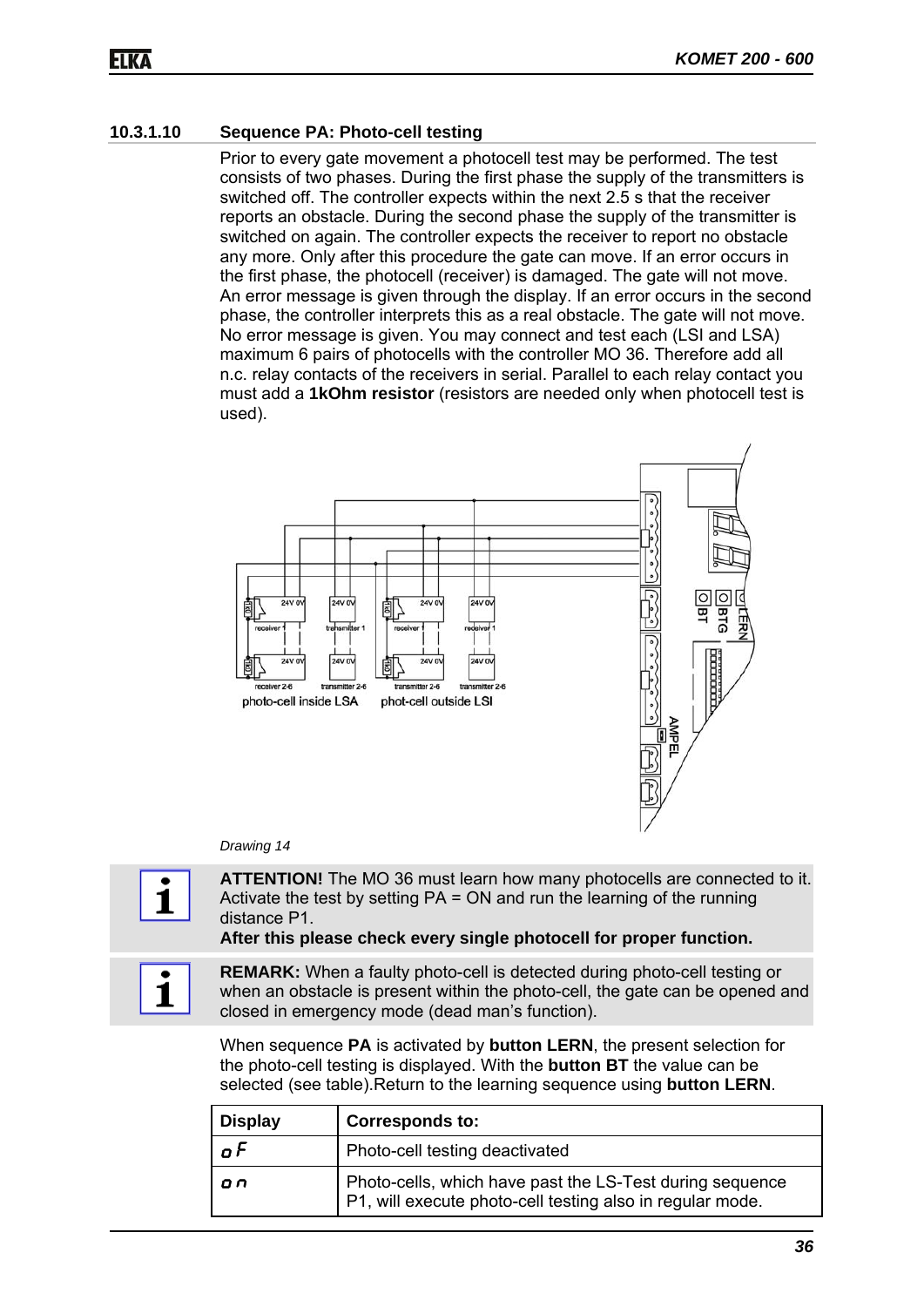### 10.3.1.10 Sequence PA: Photo-cell testing

Prior to every gate movement a photocell test may be performed. The test consists of two phases. During the first phase the supply of the transmitters is switched off. The controller expects within the next 2.5 s that the receiver reports an obstacle. During the second phase the supply of the transmitter is switched on again. The controller expects the receiver to report no obstacle any more. Only after this procedure the gate can move. If an error occurs in the first phase, the photocell (receiver) is damaged. The gate will not move. An error message is given through the display. If an error occurs in the second phase, the controller interprets this as a real obstacle. The gate will not move. No error message is given. You may connect and test each (LSI and LSA) maximum 6 pairs of photocells with the controller MO 36. Therefore add all n.c. relay contacts of the receivers in serial. Parallel to each relay contact you must add a **1kOhm resistor** (resistors are needed only when photocell test is used).

*Drawing 14*

**ATTENTION!** The MO 36 must learn how many photocells are connected to it. Activate the test by setting PA = ON and run the learning of the running distance P1.
**After this please check every single photocell for proper function.**

**REMARK:** When a faulty photo-cell is detected during photo-cell testing or when an obstacle is present within the photo-cell, the gate can be opened and closed in emergency mode (dead man's function).

When sequence **PA** is activated by **button LERN**, the present selection for the photo-cell testing is displayed. With the **button BT** the value can be selected (see table).Return to the learning sequence using **button LERN**.

| Display | Corresponds to: |
|---|---|
| oF | Photo-cell testing deactivated |
| on | Photo-cells, which have past the LS-Test during sequence P1, will execute photo-cell testing also in regular mode. |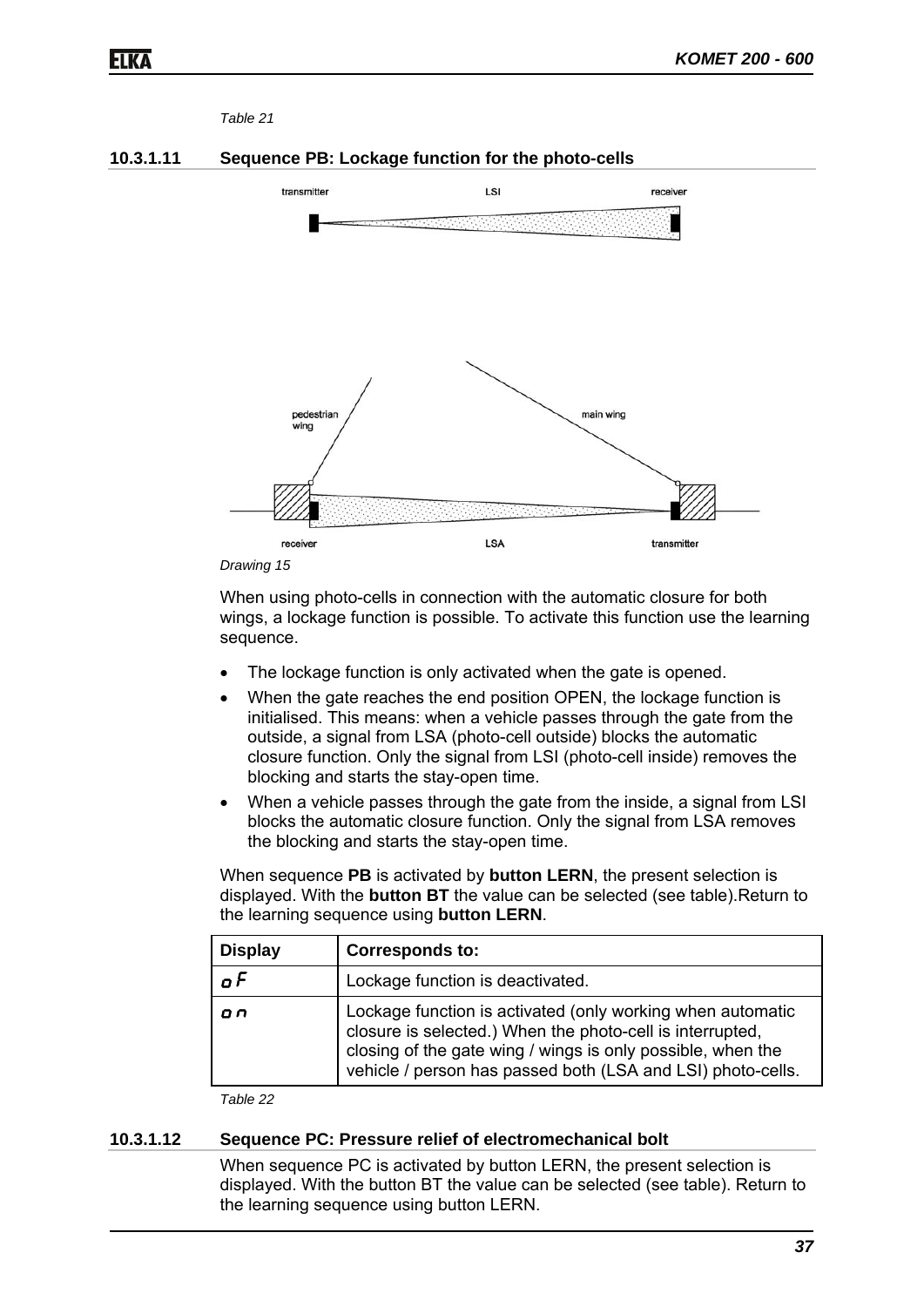*Table 21*

### 10.3.1.11 Sequence PB: Lockage function for the photo-cells

transmitter LSI receiver

pedestrian wing main wing

receiver LSA transmitter

*Drawing 15*

When using photo-cells in connection with the automatic closure for both wings, a lockage function is possible. To activate this function use the learning sequence.

- The lockage function is only activated when the gate is opened.
- When the gate reaches the end position OPEN, the lockage function is initialised. This means: when a vehicle passes through the gate from the outside, a signal from LSA (photo-cell outside) blocks the automatic closure function. Only the signal from LSI (photo-cell inside) removes the blocking and starts the stay-open time.
- When a vehicle passes through the gate from the inside, a signal from LSI blocks the automatic closure function. Only the signal from LSA removes the blocking and starts the stay-open time.

When sequence **PB** is activated by **button LERN**, the present selection is displayed. With the **button BT** the value can be selected (see table).Return to the learning sequence using **button LERN**.

| Display | Corresponds to: |
|---|---|
| oF | Lockage function is deactivated. |
| on | Lockage function is activated (only working when automatic closure is selected.) When the photo-cell is interrupted, closing of the gate wing / wings is only possible, when the vehicle / person has passed both (LSA and LSI) photo-cells. |

*Table 22*

### 10.3.1.12 Sequence PC: Pressure relief of electromechanical bolt

When sequence PC is activated by button LERN, the present selection is displayed. With the button BT the value can be selected (see table). Return to the learning sequence using button LERN.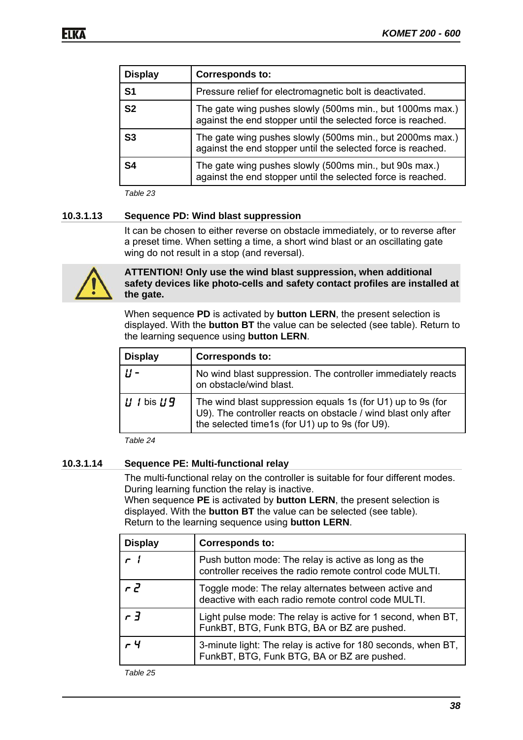| Display | Corresponds to: |
|---|---|
| **S1** | Pressure relief for electromagnetic bolt is deactivated. |
| **S2** | The gate wing pushes slowly (500ms min., but 1000ms max.) against the end stopper until the selected force is reached. |
| **S3** | The gate wing pushes slowly (500ms min., but 2000ms max.) against the end stopper until the selected force is reached. |
| **S4** | The gate wing pushes slowly (500ms min., but 90s max.) against the end stopper until the selected force is reached. |

*Table 23*

### 10.3.1.13 Sequence PD: Wind blast suppression

It can be chosen to either reverse on obstacle immediately, or to reverse after a preset time. When setting a time, a short wind blast or an oscillating gate wing do not result in a stop (and reversal).

**ATTENTION! Only use the wind blast suppression, when additional safety devices like photo-cells and safety contact profiles are installed at the gate.**

When sequence **PD** is activated by **button LERN**, the present selection is displayed. With the **button BT** the value can be selected (see table). Return to the learning sequence using **button LERN**.

| Display | Corresponds to: |
|---|---|
| U - | No wind blast suppression. The controller immediately reacts on obstacle/wind blast. |
| U 1 bis U 9 | The wind blast suppression equals 1s (for U1) up to 9s (for U9). The controller reacts on obstacle / wind blast only after the selected time1s (for U1) up to 9s (for U9). |

*Table 24*

### 10.3.1.14 Sequence PE: Multi-functional relay

The multi-functional relay on the controller is suitable for four different modes. During learning function the relay is inactive.
When sequence **PE** is activated by **button LERN**, the present selection is displayed. With the **button BT** the value can be selected (see table).
Return to the learning sequence using **button LERN**.

| Display | Corresponds to: |
|---|---|
| r 1 | Push button mode: The relay is active as long as the controller receives the radio remote control code MULTI. |
| r 2 | Toggle mode: The relay alternates between active and deactive with each radio remote control code MULTI. |
| r 3 | Light pulse mode: The relay is active for 1 second, when BT, FunkBT, BTG, Funk BTG, BA or BZ are pushed. |
| r 4 | 3-minute light: The relay is active for 180 seconds, when BT, FunkBT, BTG, Funk BTG, BA or BZ are pushed. |

*Table 25*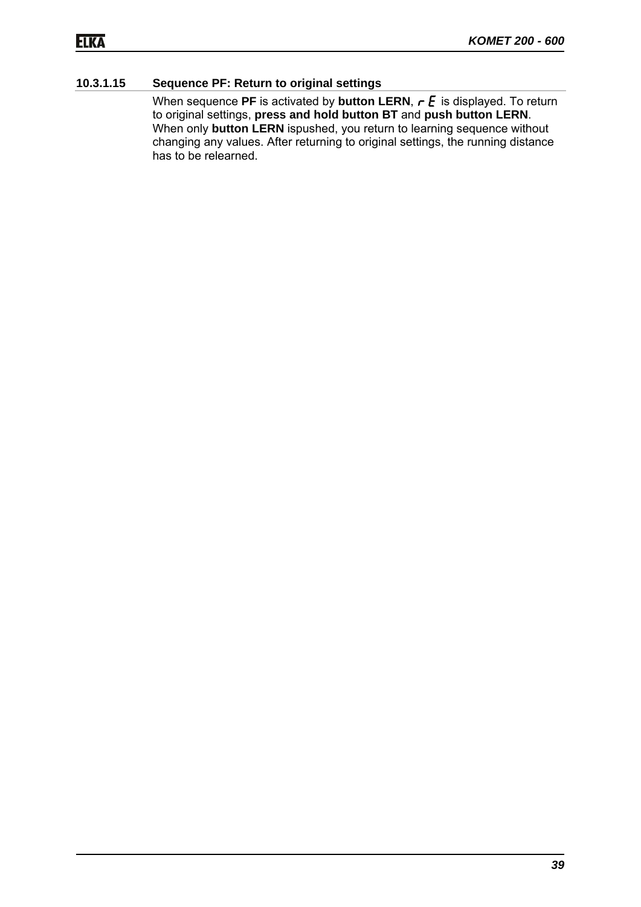#### 10.3.1.15 Sequence PF: Return to original settings

When sequence **PF** is activated by **button LERN**, *r E* is displayed. To return to original settings, **press and hold button BT** and **push button LERN**. When only **button LERN** ispushed, you return to learning sequence without changing any values. After returning to original settings, the running distance has to be relearned.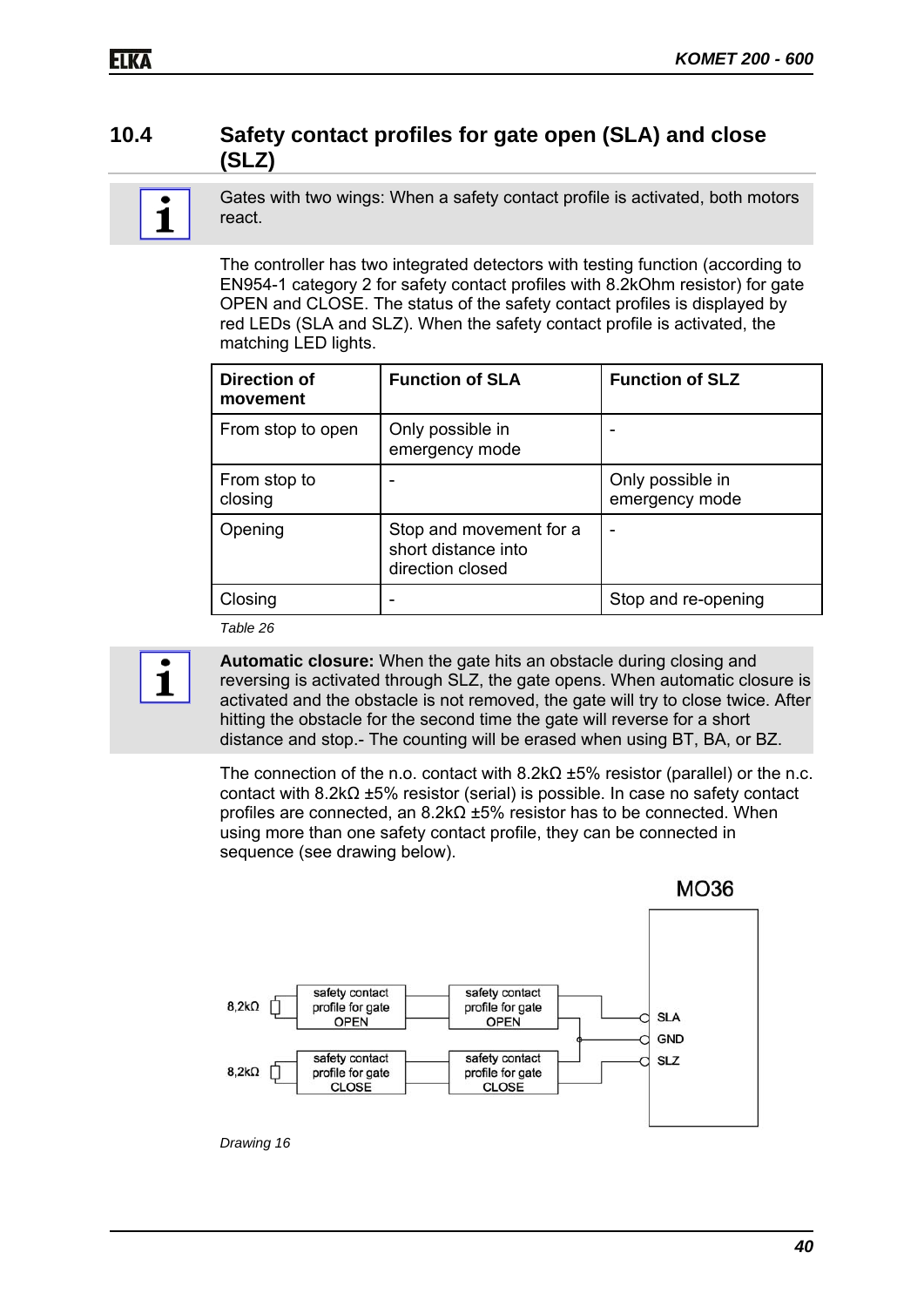## 10.4 Safety contact profiles for gate open (SLA) and close (SLZ)

Gates with two wings: When a safety contact profile is activated, both motors react.

The controller has two integrated detectors with testing function (according to EN954-1 category 2 for safety contact profiles with 8.2kOhm resistor) for gate OPEN and CLOSE. The status of the safety contact profiles is displayed by red LEDs (SLA and SLZ). When the safety contact profile is activated, the matching LED lights.

| Direction of movement | Function of SLA | Function of SLZ |
|---|---|---|
| From stop to open | Only possible in emergency mode | - |
| From stop to closing | - | Only possible in emergency mode |
| Opening | Stop and movement for a short distance into direction closed | - |
| Closing | - | Stop and re-opening |

*Table 26*

**Automatic closure:** When the gate hits an obstacle during closing and reversing is activated through SLZ, the gate opens. When automatic closure is activated and the obstacle is not removed, the gate will try to close twice. After hitting the obstacle for the second time the gate will reverse for a short distance and stop.- The counting will be erased when using BT, BA, or BZ.

The connection of the n.o. contact with 8.2kΩ ±5% resistor (parallel) or the n.c. contact with 8.2kΩ ±5% resistor (serial) is possible. In case no safety contact profiles are connected, an 8.2kΩ ±5% resistor has to be connected. When using more than one safety contact profile, they can be connected in sequence (see drawing below).

MO36

8,2kΩ — safety contact profile for gate OPEN — safety contact profile for gate OPEN — SLA

GND

8,2kΩ — safety contact profile for gate CLOSE — safety contact profile for gate CLOSE — SLZ

*Drawing 16*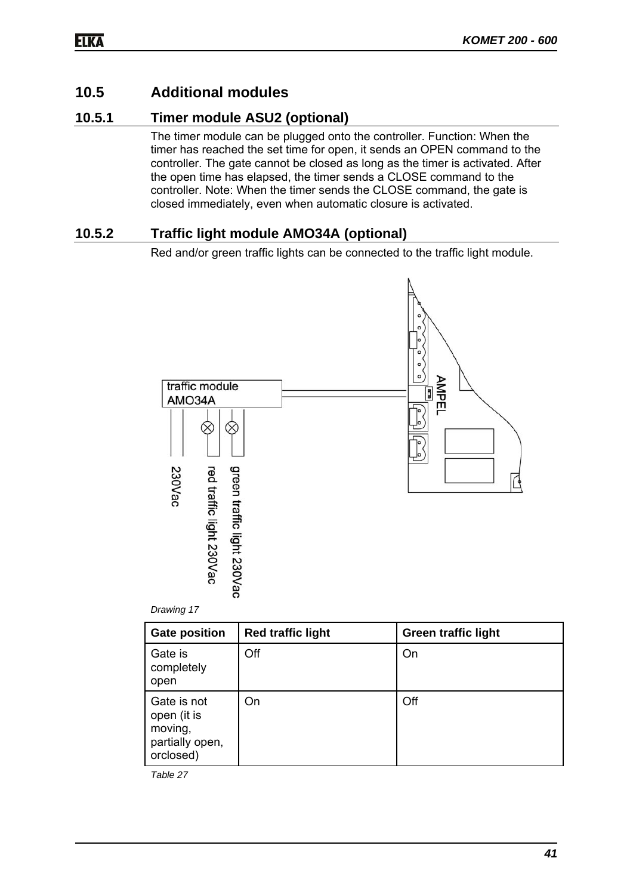## 10.5 Additional modules

### 10.5.1 Timer module ASU2 (optional)

The timer module can be plugged onto the controller. Function: When the timer has reached the set time for open, it sends an OPEN command to the controller. The gate cannot be closed as long as the timer is activated. After the open time has elapsed, the timer sends a CLOSE command to the controller. Note: When the timer sends the CLOSE command, the gate is closed immediately, even when automatic closure is activated.

### 10.5.2 Traffic light module AMO34A (optional)

Red and/or green traffic lights can be connected to the traffic light module.

traffic module AMO34A

230Vac

red traffic light 230Vac

green traffic light 230Vac

AMPEL

*Drawing 17*

| Gate position | Red traffic light | Green traffic light |
|---|---|---|
| Gate is completely open | Off | On |
| Gate is not open (it is moving, partially open, orclosed) | On | Off |

*Table 27*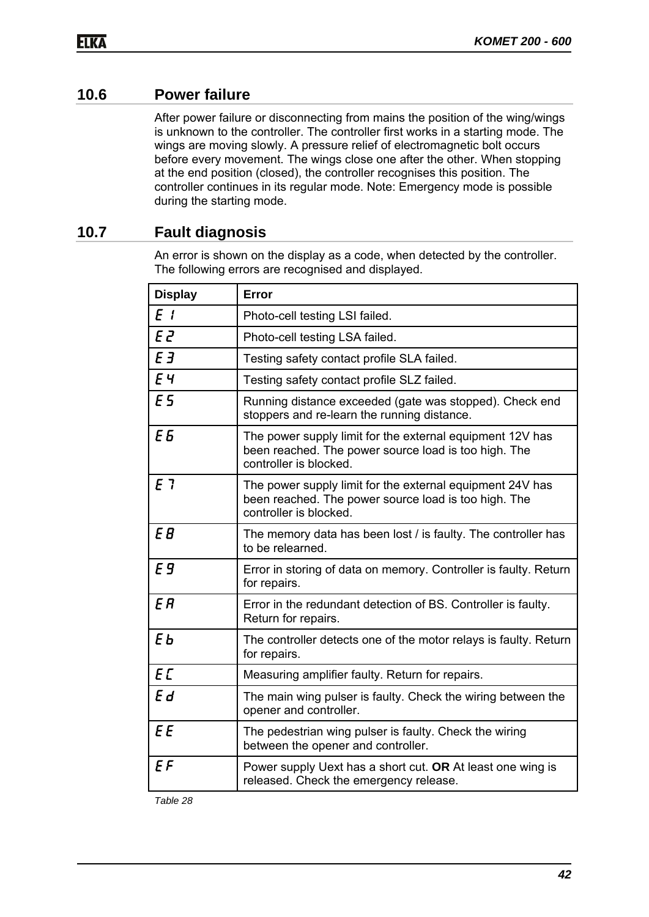## 10.6 Power failure

After power failure or disconnecting from mains the position of the wing/wings is unknown to the controller. The controller first works in a starting mode. The wings are moving slowly. A pressure relief of electromagnetic bolt occurs before every movement. The wings close one after the other. When stopping at the end position (closed), the controller recognises this position. The controller continues in its regular mode. Note: Emergency mode is possible during the starting mode.

## 10.7 Fault diagnosis

An error is shown on the display as a code, when detected by the controller. The following errors are recognised and displayed.

| Display | Error |
|---|---|
| E 1 | Photo-cell testing LSI failed. |
| E 2 | Photo-cell testing LSA failed. |
| E 3 | Testing safety contact profile SLA failed. |
| E 4 | Testing safety contact profile SLZ failed. |
| E 5 | Running distance exceeded (gate was stopped). Check end stoppers and re-learn the running distance. |
| E 6 | The power supply limit for the external equipment 12V has been reached. The power source load is too high. The controller is blocked. |
| E 7 | The power supply limit for the external equipment 24V has been reached. The power source load is too high. The controller is blocked. |
| E 8 | The memory data has been lost / is faulty. The controller has to be relearned. |
| E 9 | Error in storing of data on memory. Controller is faulty. Return for repairs. |
| E A | Error in the redundant detection of BS. Controller is faulty. Return for repairs. |
| E b | The controller detects one of the motor relays is faulty. Return for repairs. |
| E C | Measuring amplifier faulty. Return for repairs. |
| E d | The main wing pulser is faulty. Check the wiring between the opener and controller. |
| E E | The pedestrian wing pulser is faulty. Check the wiring between the opener and controller. |
| E F | Power supply Uext has a short cut. **OR** At least one wing is released. Check the emergency release. |

*Table 28*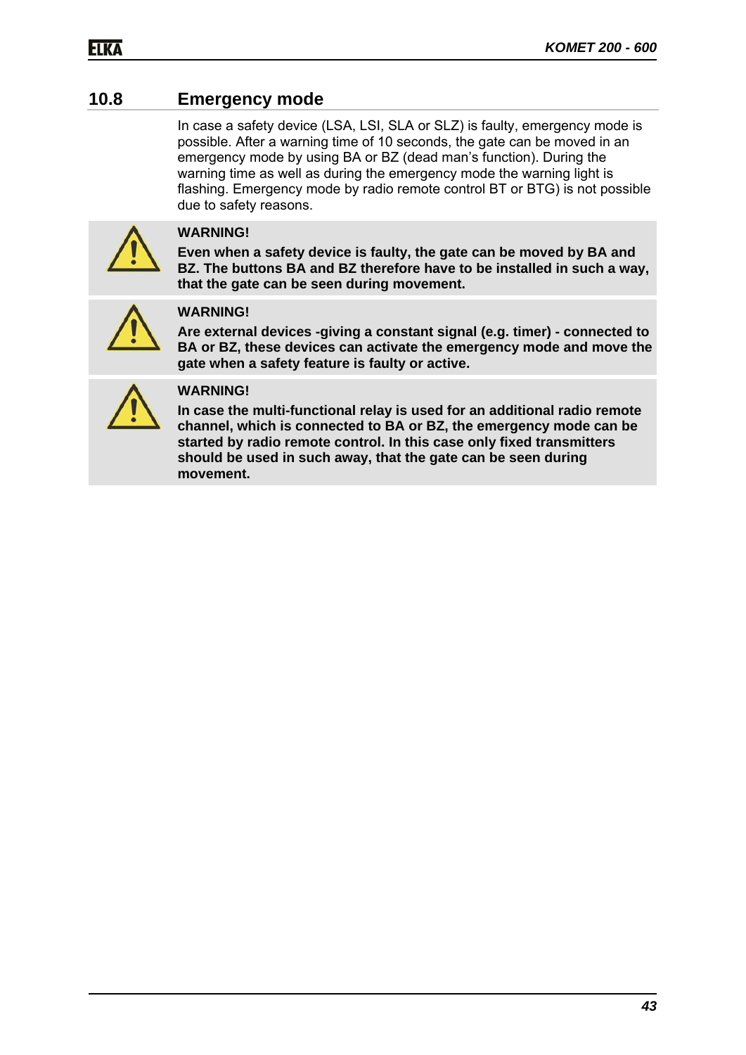## 10.8 Emergency mode

In case a safety device (LSA, LSI, SLA or SLZ) is faulty, emergency mode is possible. After a warning time of 10 seconds, the gate can be moved in an emergency mode by using BA or BZ (dead man's function). During the warning time as well as during the emergency mode the warning light is flashing. Emergency mode by radio remote control BT or BTG) is not possible due to safety reasons.

**WARNING!**

**Even when a safety device is faulty, the gate can be moved by BA and BZ. The buttons BA and BZ therefore have to be installed in such a way, that the gate can be seen during movement.**

**WARNING!**

**Are external devices -giving a constant signal (e.g. timer) - connected to BA or BZ, these devices can activate the emergency mode and move the gate when a safety feature is faulty or active.**

**WARNING!**

**In case the multi-functional relay is used for an additional radio remote channel, which is connected to BA or BZ, the emergency mode can be started by radio remote control. In this case only fixed transmitters should be used in such away, that the gate can be seen during movement.**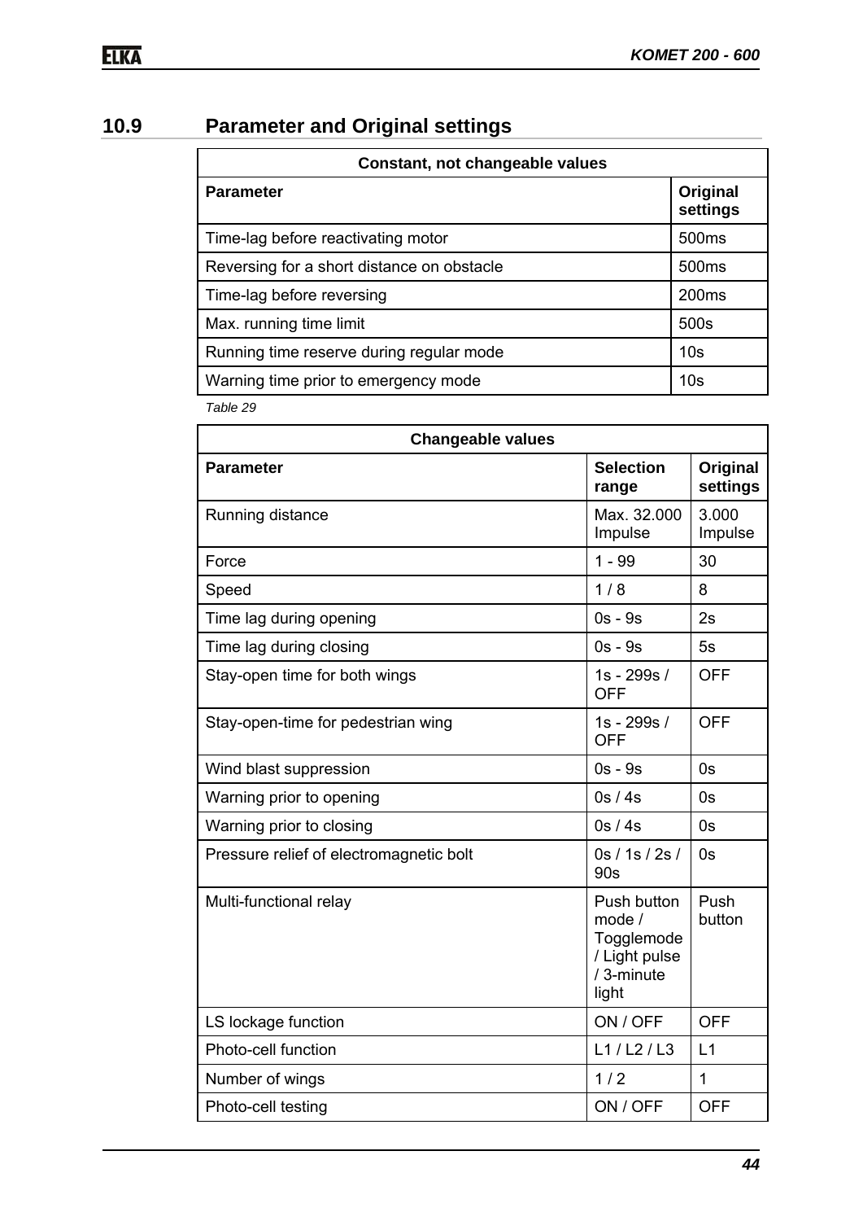## 10.9 Parameter and Original settings

| Constant, not changeable values | |
|---|---|
| **Parameter** | **Original settings** |
| Time-lag before reactivating motor | 500ms |
| Reversing for a short distance on obstacle | 500ms |
| Time-lag before reversing | 200ms |
| Max. running time limit | 500s |
| Running time reserve during regular mode | 10s |
| Warning time prior to emergency mode | 10s |

*Table 29*

| Changeable values | | |
|---|---|---|
| **Parameter** | **Selection range** | **Original settings** |
| Running distance | Max. 32.000 Impulse | 3.000 Impulse |
| Force | 1 - 99 | 30 |
| Speed | 1 / 8 | 8 |
| Time lag during opening | 0s - 9s | 2s |
| Time lag during closing | 0s - 9s | 5s |
| Stay-open time for both wings | 1s - 299s / OFF | OFF |
| Stay-open-time for pedestrian wing | 1s - 299s / OFF | OFF |
| Wind blast suppression | 0s - 9s | 0s |
| Warning prior to opening | 0s / 4s | 0s |
| Warning prior to closing | 0s / 4s | 0s |
| Pressure relief of electromagnetic bolt | 0s / 1s / 2s / 90s | 0s |
| Multi-functional relay | Push button mode / Togglemode / Light pulse / 3-minute light | Push button |
| LS lockage function | ON / OFF | OFF |
| Photo-cell function | L1 / L2 / L3 | L1 |
| Number of wings | 1 / 2 | 1 |
| Photo-cell testing | ON / OFF | OFF |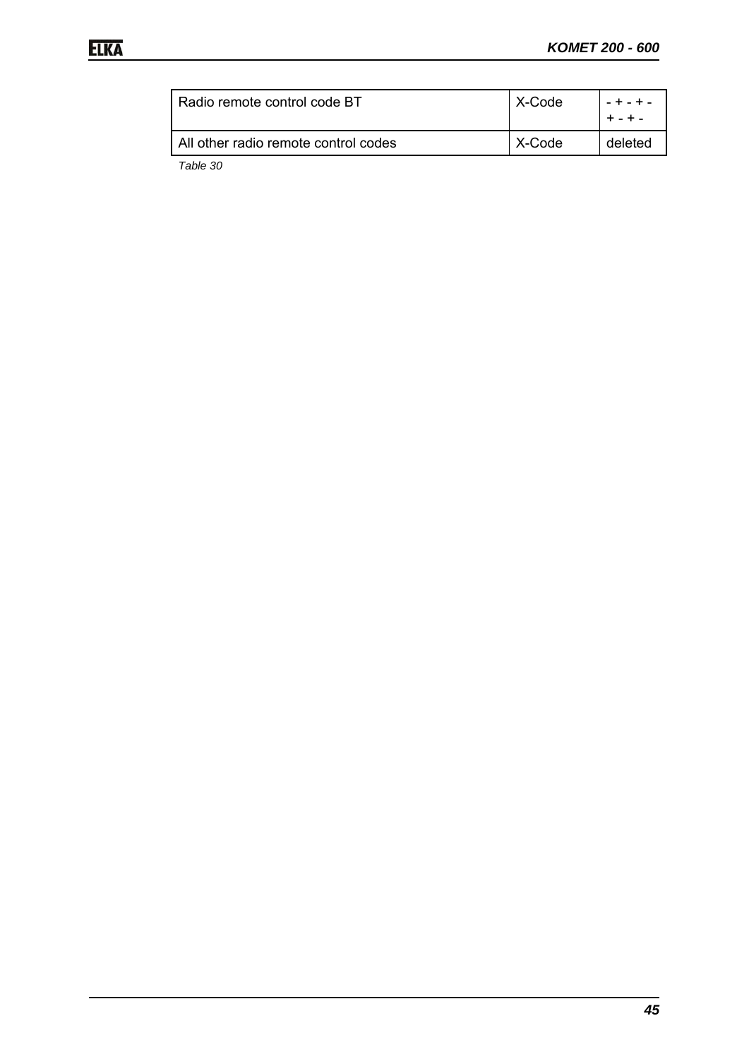| Radio remote control code BT | X-Code | - + - + - + - + - |
|---|---|---|
| All other radio remote control codes | X-Code | deleted |

*Table 30*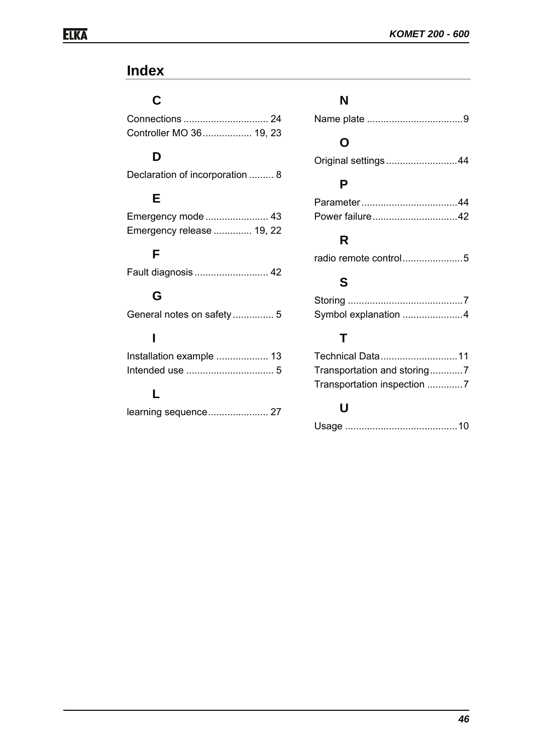# Index

### C

Connections ............................... 24
Controller MO 36.................. 19, 23

### D

Declaration of incorporation ......... 8

### E

Emergency mode ....................... 43
Emergency release .............. 19, 22

### F

Fault diagnosis ........................... 42

### G

General notes on safety ............... 5

### I

Installation example ................... 13
Intended use ................................ 5

### L

learning sequence...................... 27

### N

Name plate ...................................9

### O

Original settings ..........................44

### P

Parameter ...................................44
Power failure...............................42

### R

radio remote control......................5

### S

Storing ..........................................7
Symbol explanation ......................4

### T

Technical Data............................11
Transportation and storing............7
Transportation inspection .............7

### U

Usage .........................................10